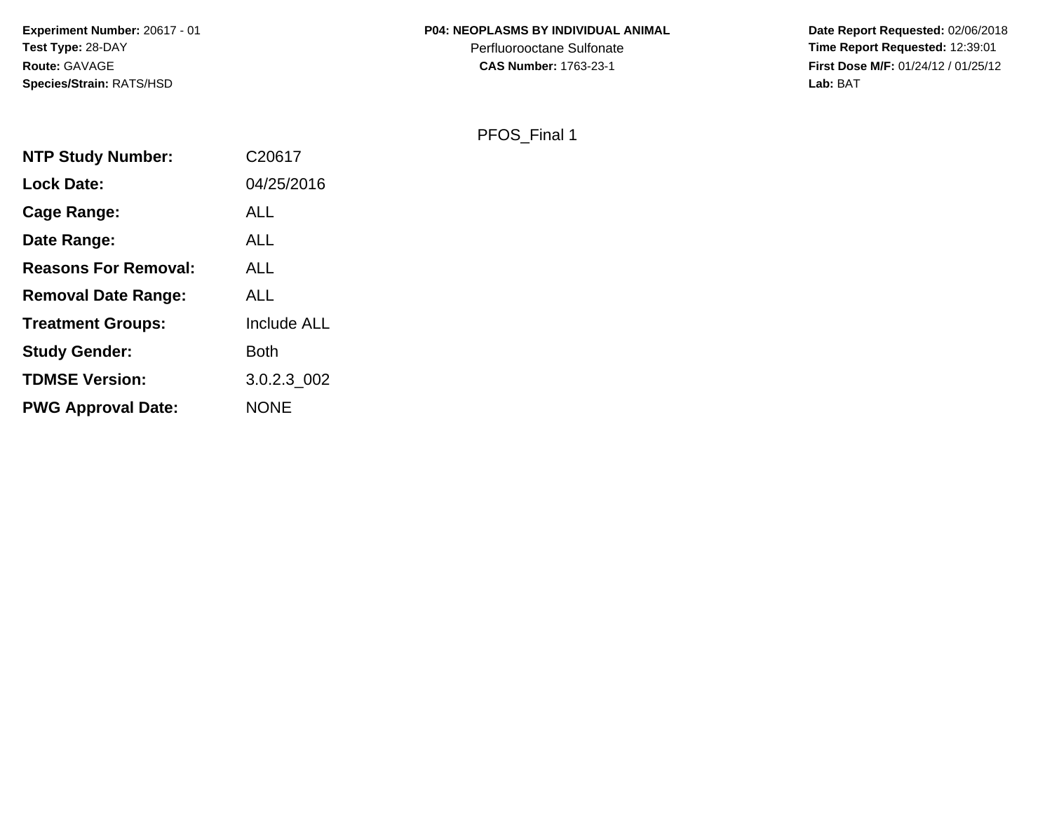**Experiment Number:** 20617 - 01
**Test Type:** 28-DAY
**Route:** GAVAGE
**Species/Strain:** RATS/HSD

**P04: NEOPLASMS BY INDIVIDUAL ANIMAL**
Perfluorooctane Sulfonate
**CAS Number:** 1763-23-1

**Date Report Requested:** 02/06/2018
**Time Report Requested:** 12:39:01
**First Dose M/F:** 01/24/12 / 01/25/12
**Lab:** BAT

PFOS_Final 1

| | |
|---|---|
| **NTP Study Number:** | C20617 |
| **Lock Date:** | 04/25/2016 |
| **Cage Range:** | ALL |
| **Date Range:** | ALL |
| **Reasons For Removal:** | ALL |
| **Removal Date Range:** | ALL |
| **Treatment Groups:** | Include ALL |
| **Study Gender:** | Both |
| **TDMSE Version:** | 3.0.2.3_002 |
| **PWG Approval Date:** | NONE |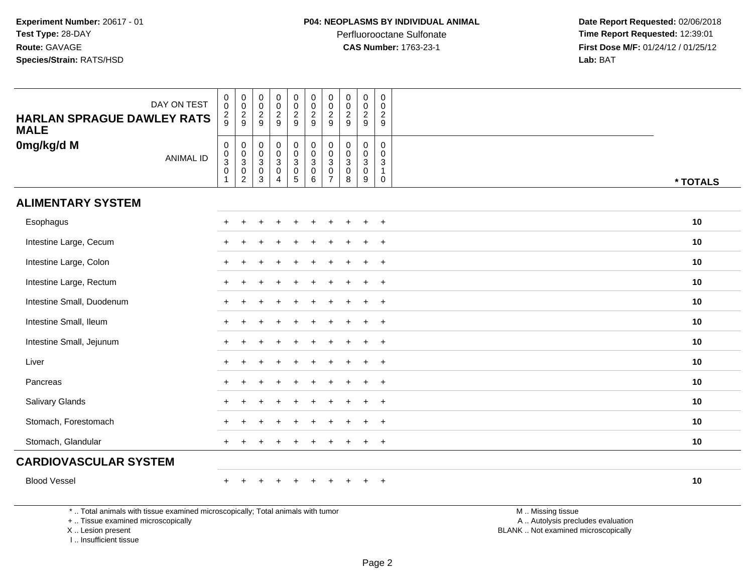**Experiment Number:** 20617 - 01
**Test Type:** 28-DAY
**Route:** GAVAGE
**Species/Strain:** RATS/HSD

**P04: NEOPLASMS BY INDIVIDUAL ANIMAL**
Perfluorooctane Sulfonate
**CAS Number:** 1763-23-1

**Date Report Requested:** 02/06/2018
**Time Report Requested:** 12:39:01
**First Dose M/F:** 01/24/12 / 01/25/12
**Lab:** BAT

## HARLAN SPRAGUE DAWLEY RATS MALE

### 0mg/kg/d M

| DAY ON TEST | 0029 | 0029 | 0029 | 0029 | 0029 | 0029 | 0029 | 0029 | 0029 | 0029 | |
|---|---|---|---|---|---|---|---|---|---|---|---|
| **ANIMAL ID** | 00301 | 00302 | 00303 | 00304 | 00305 | 00306 | 00307 | 00308 | 00309 | 00310 | *** TOTALS** |
| **ALIMENTARY SYSTEM** | | | | | | | | | | | |
| Esophagus | + | + | + | + | + | + | + | + | + | + | **10** |
| Intestine Large, Cecum | + | + | + | + | + | + | + | + | + | + | **10** |
| Intestine Large, Colon | + | + | + | + | + | + | + | + | + | + | **10** |
| Intestine Large, Rectum | + | + | + | + | + | + | + | + | + | + | **10** |
| Intestine Small, Duodenum | + | + | + | + | + | + | + | + | + | + | **10** |
| Intestine Small, Ileum | + | + | + | + | + | + | + | + | + | + | **10** |
| Intestine Small, Jejunum | + | + | + | + | + | + | + | + | + | + | **10** |
| Liver | + | + | + | + | + | + | + | + | + | + | **10** |
| Pancreas | + | + | + | + | + | + | + | + | + | + | **10** |
| Salivary Glands | + | + | + | + | + | + | + | + | + | + | **10** |
| Stomach, Forestomach | + | + | + | + | + | + | + | + | + | + | **10** |
| Stomach, Glandular | + | + | + | + | + | + | + | + | + | + | **10** |
| **CARDIOVASCULAR SYSTEM** | | | | | | | | | | | |
| Blood Vessel | + | + | + | + | + | + | + | + | + | + | **10** |

\* .. Total animals with tissue examined microscopically; Total animals with tumor
\+ .. Tissue examined microscopically
X .. Lesion present
I .. Insufficient tissue

M .. Missing tissue
A .. Autolysis precludes evaluation
BLANK .. Not examined microscopically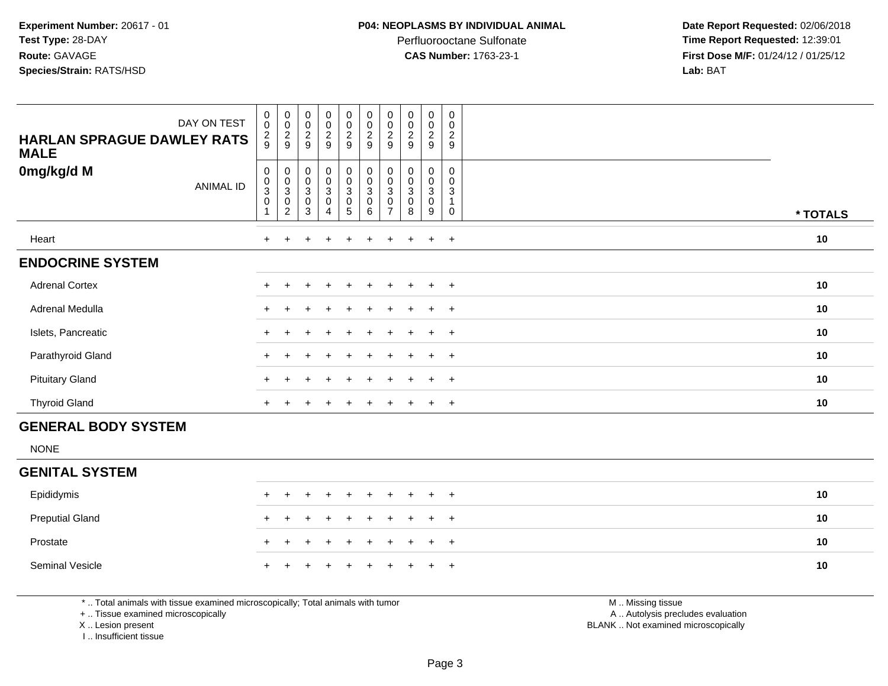**Experiment Number:** 20617 - 01
**Test Type:** 28-DAY
**Route:** GAVAGE
**Species/Strain:** RATS/HSD

**P04: NEOPLASMS BY INDIVIDUAL ANIMAL**
Perfluorooctane Sulfonate
**CAS Number:** 1763-23-1

**Date Report Requested:** 02/06/2018
**Time Report Requested:** 12:39:01
**First Dose M/F:** 01/24/12 / 01/25/12
**Lab:** BAT

| HARLAN SPRAGUE DAWLEY RATS MALE / 0mg/kg/d M | | | | | | | | | | | |
|---|---|---|---|---|---|---|---|---|---|---|---|
| DAY ON TEST | 0029 | 0029 | 0029 | 0029 | 0029 | 0029 | 0029 | 0029 | 0029 | 0029 | |
| ANIMAL ID | 00301 | 00302 | 00303 | 00304 | 00305 | 00306 | 00307 | 00308 | 00309 | 00310 | * TOTALS |
| Heart | + | + | + | + | + | + | + | + | + | + | 10 |
| **ENDOCRINE SYSTEM** | | | | | | | | | | | |
| Adrenal Cortex | + | + | + | + | + | + | + | + | + | + | 10 |
| Adrenal Medulla | + | + | + | + | + | + | + | + | + | + | 10 |
| Islets, Pancreatic | + | + | + | + | + | + | + | + | + | + | 10 |
| Parathyroid Gland | + | + | + | + | + | + | + | + | + | + | 10 |
| Pituitary Gland | + | + | + | + | + | + | + | + | + | + | 10 |
| Thyroid Gland | + | + | + | + | + | + | + | + | + | + | 10 |
| **GENERAL BODY SYSTEM** | | | | | | | | | | | |
| NONE | | | | | | | | | | | |
| **GENITAL SYSTEM** | | | | | | | | | | | |
| Epididymis | + | + | + | + | + | + | + | + | + | + | 10 |
| Preputial Gland | + | + | + | + | + | + | + | + | + | + | 10 |
| Prostate | + | + | + | + | + | + | + | + | + | + | 10 |
| Seminal Vesicle | + | + | + | + | + | + | + | + | + | + | 10 |

\* .. Total animals with tissue examined microscopically; Total animals with tumor
\+ .. Tissue examined microscopically
X .. Lesion present
I .. Insufficient tissue

M .. Missing tissue
A .. Autolysis precludes evaluation
BLANK .. Not examined microscopically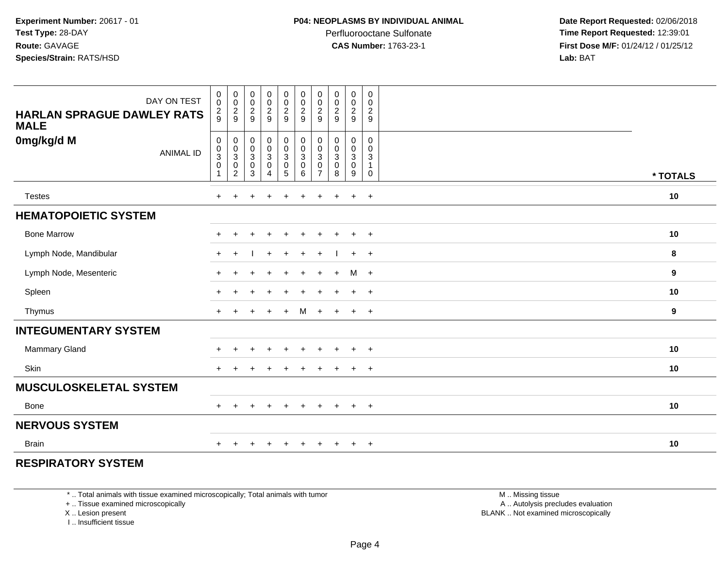**Experiment Number:** 20617 - 01
**Test Type:** 28-DAY
**Route:** GAVAGE
**Species/Strain:** RATS/HSD

**P04: NEOPLASMS BY INDIVIDUAL ANIMAL**
Perfluorooctane Sulfonate
**CAS Number:** 1763-23-1

**Date Report Requested:** 02/06/2018
**Time Report Requested:** 12:39:01
**First Dose M/F:** 01/24/12 / 01/25/12
**Lab:** BAT

| HARLAN SPRAGUE DAWLEY RATS MALE 0mg/kg/d M — DAY ON TEST | 0029 | 0029 | 0029 | 0029 | 0029 | 0029 | 0029 | 0029 | 0029 | 0029 | |
|---|---|---|---|---|---|---|---|---|---|---|---|
| ANIMAL ID | 00301 | 00302 | 00303 | 00304 | 00305 | 00306 | 00307 | 00308 | 00309 | 00310 | * TOTALS |
| Testes | + | + | + | + | + | + | + | + | + | + | 10 |
| **HEMATOPOIETIC SYSTEM** | | | | | | | | | | | |
| Bone Marrow | + | + | + | + | + | + | + | + | + | + | 10 |
| Lymph Node, Mandibular | + | + | I | + | + | + | + | I | + | + | 8 |
| Lymph Node, Mesenteric | + | + | + | + | + | + | + | + | M | + | 9 |
| Spleen | + | + | + | + | + | + | + | + | + | + | 10 |
| Thymus | + | + | + | + | + | M | + | + | + | + | 9 |
| **INTEGUMENTARY SYSTEM** | | | | | | | | | | | |
| Mammary Gland | + | + | + | + | + | + | + | + | + | + | 10 |
| Skin | + | + | + | + | + | + | + | + | + | + | 10 |
| **MUSCULOSKELETAL SYSTEM** | | | | | | | | | | | |
| Bone | + | + | + | + | + | + | + | + | + | + | 10 |
| **NERVOUS SYSTEM** | | | | | | | | | | | |
| Brain | + | + | + | + | + | + | + | + | + | + | 10 |
| **RESPIRATORY SYSTEM** | | | | | | | | | | | |

\* .. Total animals with tissue examined microscopically; Total animals with tumor
\+ .. Tissue examined microscopically
X .. Lesion present
I .. Insufficient tissue

M .. Missing tissue
A .. Autolysis precludes evaluation
BLANK .. Not examined microscopically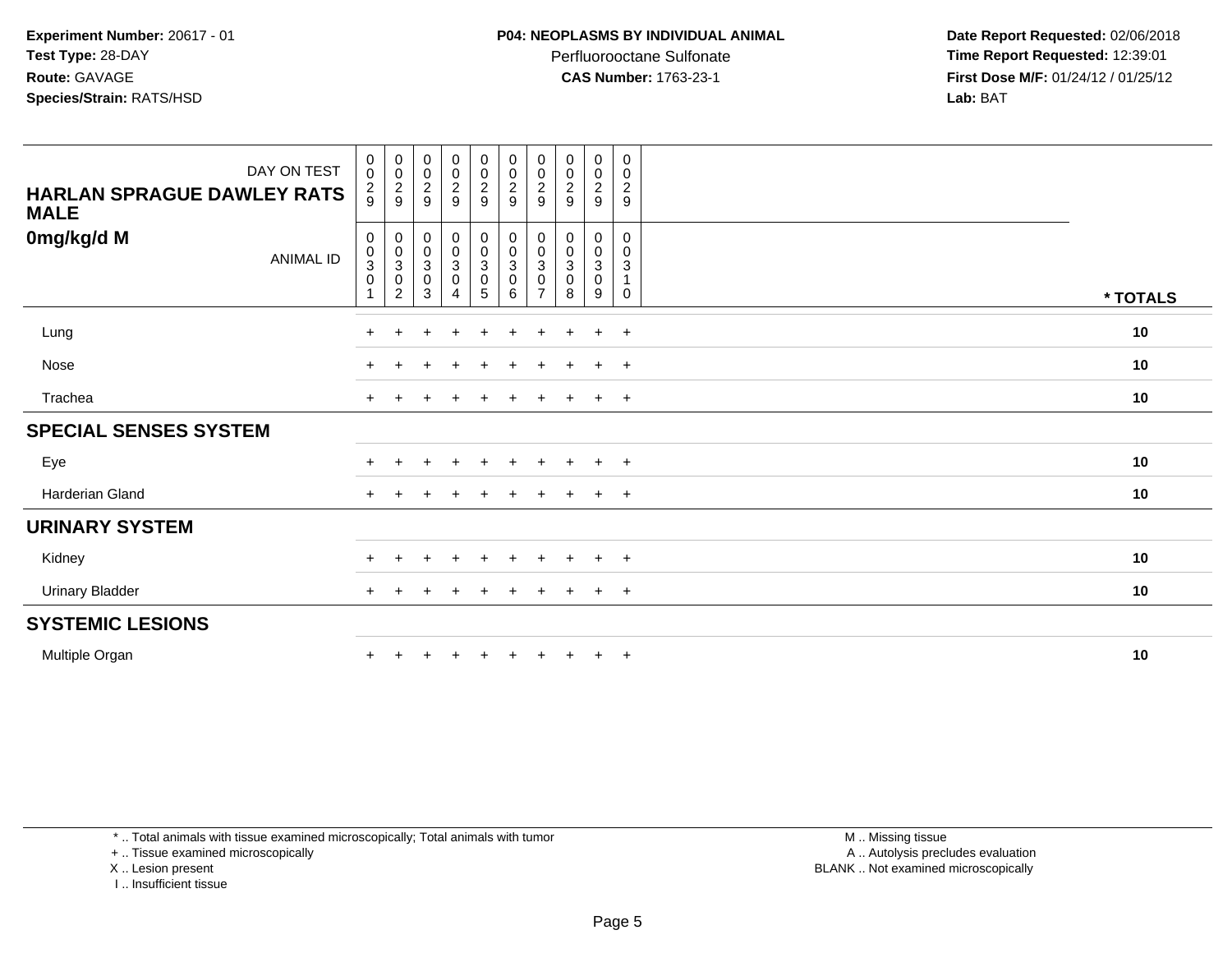**Experiment Number:** 20617 - 01
**Test Type:** 28-DAY
**Route:** GAVAGE
**Species/Strain:** RATS/HSD

**P04: NEOPLASMS BY INDIVIDUAL ANIMAL**
Perfluorooctane Sulfonate
**CAS Number:** 1763-23-1

**Date Report Requested:** 02/06/2018
**Time Report Requested:** 12:39:01
**First Dose M/F:** 01/24/12 / 01/25/12
**Lab:** BAT

| DAY ON TEST | 0029 | 0029 | 0029 | 0029 | 0029 | 0029 | 0029 | 0029 | 0029 | 0029 | |
|---|---|---|---|---|---|---|---|---|---|---|---|
| **HARLAN SPRAGUE DAWLEY RATS MALE** | | | | | | | | | | | |
| **0mg/kg/d M** ANIMAL ID | 00301 | 00302 | 00303 | 00304 | 00305 | 00306 | 00307 | 00308 | 00309 | 00310 | *** TOTALS** |
| Lung | + | + | + | + | + | + | + | + | + | + | **10** |
| Nose | + | + | + | + | + | + | + | + | + | + | **10** |
| Trachea | + | + | + | + | + | + | + | + | + | + | **10** |
| **SPECIAL SENSES SYSTEM** | | | | | | | | | | | |
| Eye | + | + | + | + | + | + | + | + | + | + | **10** |
| Harderian Gland | + | + | + | + | + | + | + | + | + | + | **10** |
| **URINARY SYSTEM** | | | | | | | | | | | |
| Kidney | + | + | + | + | + | + | + | + | + | + | **10** |
| Urinary Bladder | + | + | + | + | + | + | + | + | + | + | **10** |
| **SYSTEMIC LESIONS** | | | | | | | | | | | |
| Multiple Organ | + | + | + | + | + | + | + | + | + | + | **10** |

* .. Total animals with tissue examined microscopically; Total animals with tumor
+ .. Tissue examined microscopically
X .. Lesion present
I .. Insufficient tissue

M .. Missing tissue
A .. Autolysis precludes evaluation
BLANK .. Not examined microscopically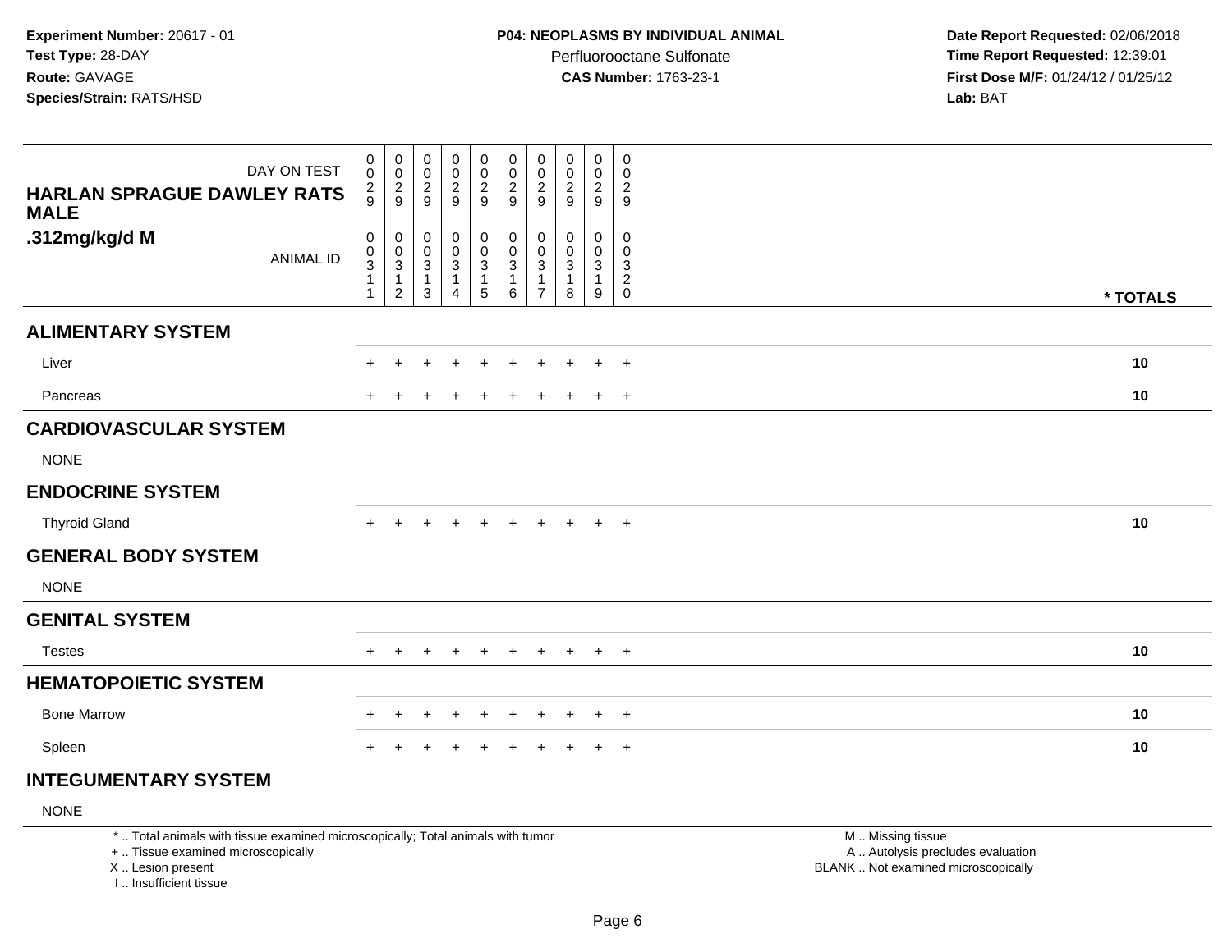**Experiment Number:** 20617 - 01
**Test Type:** 28-DAY
**Route:** GAVAGE
**Species/Strain:** RATS/HSD

**P04: NEOPLASMS BY INDIVIDUAL ANIMAL**
Perfluorooctane Sulfonate
**CAS Number:** 1763-23-1

**Date Report Requested:** 02/06/2018
**Time Report Requested:** 12:39:01
**First Dose M/F:** 01/24/12 / 01/25/12
**Lab:** BAT

| HARLAN SPRAGUE DAWLEY RATS MALE .312mg/kg/d M | | | | | | | | | | | |
|---|---|---|---|---|---|---|---|---|---|---|---|
| DAY ON TEST | 0029 | 0029 | 0029 | 0029 | 0029 | 0029 | 0029 | 0029 | 0029 | 0029 | |
| ANIMAL ID | 00311 | 00312 | 00313 | 00314 | 00315 | 00316 | 00317 | 00318 | 00319 | 00320 | * TOTALS |
| **ALIMENTARY SYSTEM** | | | | | | | | | | | |
| Liver | + | + | + | + | + | + | + | + | + | + | **10** |
| Pancreas | + | + | + | + | + | + | + | + | + | + | **10** |
| **CARDIOVASCULAR SYSTEM** | | | | | | | | | | | |
| NONE | | | | | | | | | | | |
| **ENDOCRINE SYSTEM** | | | | | | | | | | | |
| Thyroid Gland | + | + | + | + | + | + | + | + | + | + | **10** |
| **GENERAL BODY SYSTEM** | | | | | | | | | | | |
| NONE | | | | | | | | | | | |
| **GENITAL SYSTEM** | | | | | | | | | | | |
| Testes | + | + | + | + | + | + | + | + | + | + | **10** |
| **HEMATOPOIETIC SYSTEM** | | | | | | | | | | | |
| Bone Marrow | + | + | + | + | + | + | + | + | + | + | **10** |
| Spleen | + | + | + | + | + | + | + | + | + | + | **10** |
| **INTEGUMENTARY SYSTEM** | | | | | | | | | | | |
| NONE | | | | | | | | | | | |

* .. Total animals with tissue examined microscopically; Total animals with tumor
+ .. Tissue examined microscopically
X .. Lesion present
I .. Insufficient tissue

M .. Missing tissue
A .. Autolysis precludes evaluation
BLANK .. Not examined microscopically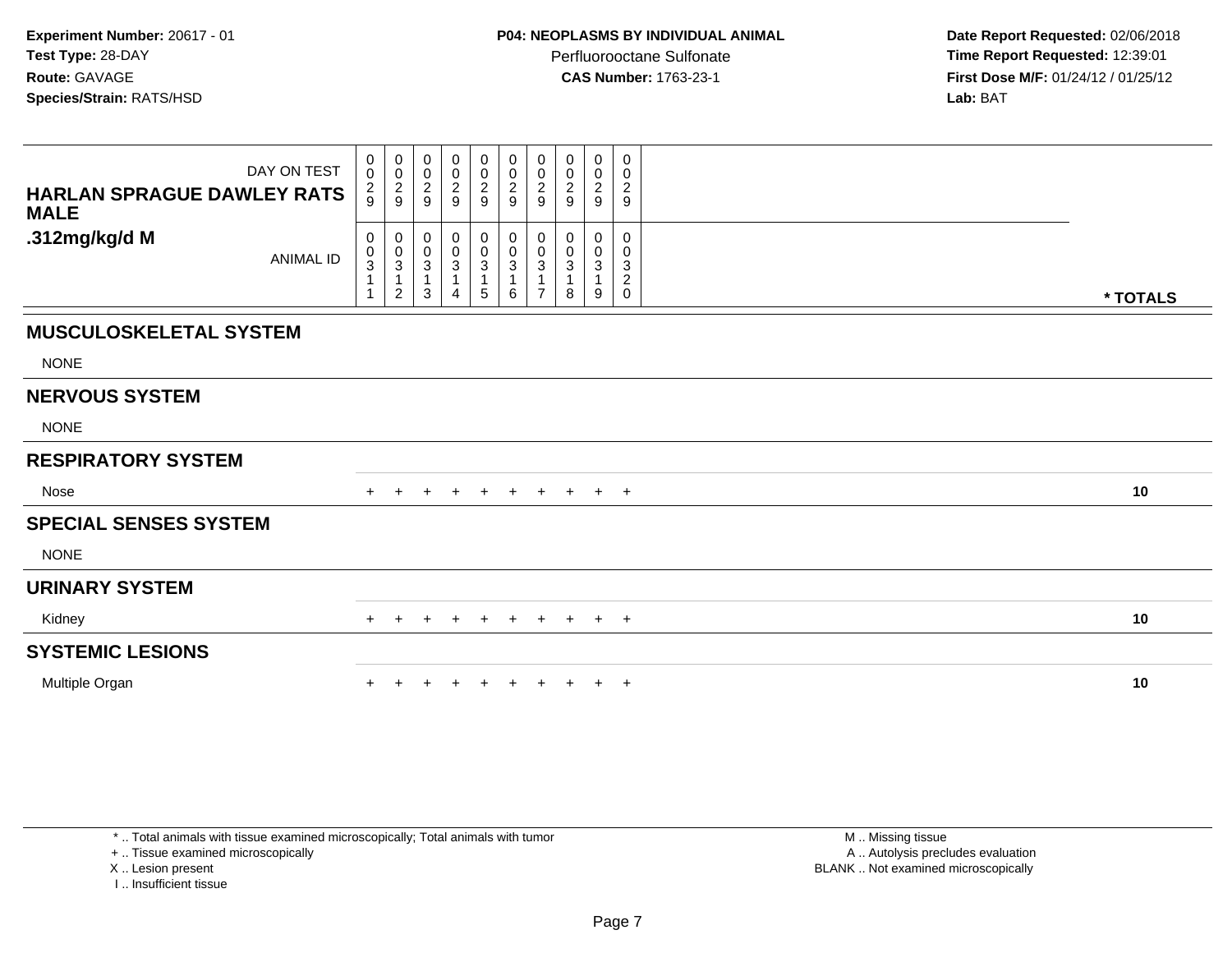**Experiment Number:** 20617 - 01
**Test Type:** 28-DAY
**Route:** GAVAGE
**Species/Strain:** RATS/HSD

**P04: NEOPLASMS BY INDIVIDUAL ANIMAL**
Perfluorooctane Sulfonate
**CAS Number:** 1763-23-1

**Date Report Requested:** 02/06/2018
**Time Report Requested:** 12:39:01
**First Dose M/F:** 01/24/12 / 01/25/12
**Lab:** BAT

| HARLAN SPRAGUE DAWLEY RATS MALE .312mg/kg/d M | | | | | | | | | | | |
|---|---|---|---|---|---|---|---|---|---|---|---|
| DAY ON TEST | 0029 | 0029 | 0029 | 0029 | 0029 | 0029 | 0029 | 0029 | 0029 | 0029 | |
| ANIMAL ID | 00311 | 00312 | 00313 | 00314 | 00315 | 00316 | 00317 | 00318 | 00319 | 00320 | * TOTALS |
| **MUSCULOSKELETAL SYSTEM** | | | | | | | | | | | |
| NONE | | | | | | | | | | | |
| **NERVOUS SYSTEM** | | | | | | | | | | | |
| NONE | | | | | | | | | | | |
| **RESPIRATORY SYSTEM** | | | | | | | | | | | |
| Nose | + | + | + | + | + | + | + | + | + | + | 10 |
| **SPECIAL SENSES SYSTEM** | | | | | | | | | | | |
| NONE | | | | | | | | | | | |
| **URINARY SYSTEM** | | | | | | | | | | | |
| Kidney | + | + | + | + | + | + | + | + | + | + | 10 |
| **SYSTEMIC LESIONS** | | | | | | | | | | | |
| Multiple Organ | + | + | + | + | + | + | + | + | + | + | 10 |

* .. Total animals with tissue examined microscopically; Total animals with tumor
+ .. Tissue examined microscopically
X .. Lesion present
I .. Insufficient tissue

M .. Missing tissue
A .. Autolysis precludes evaluation
BLANK .. Not examined microscopically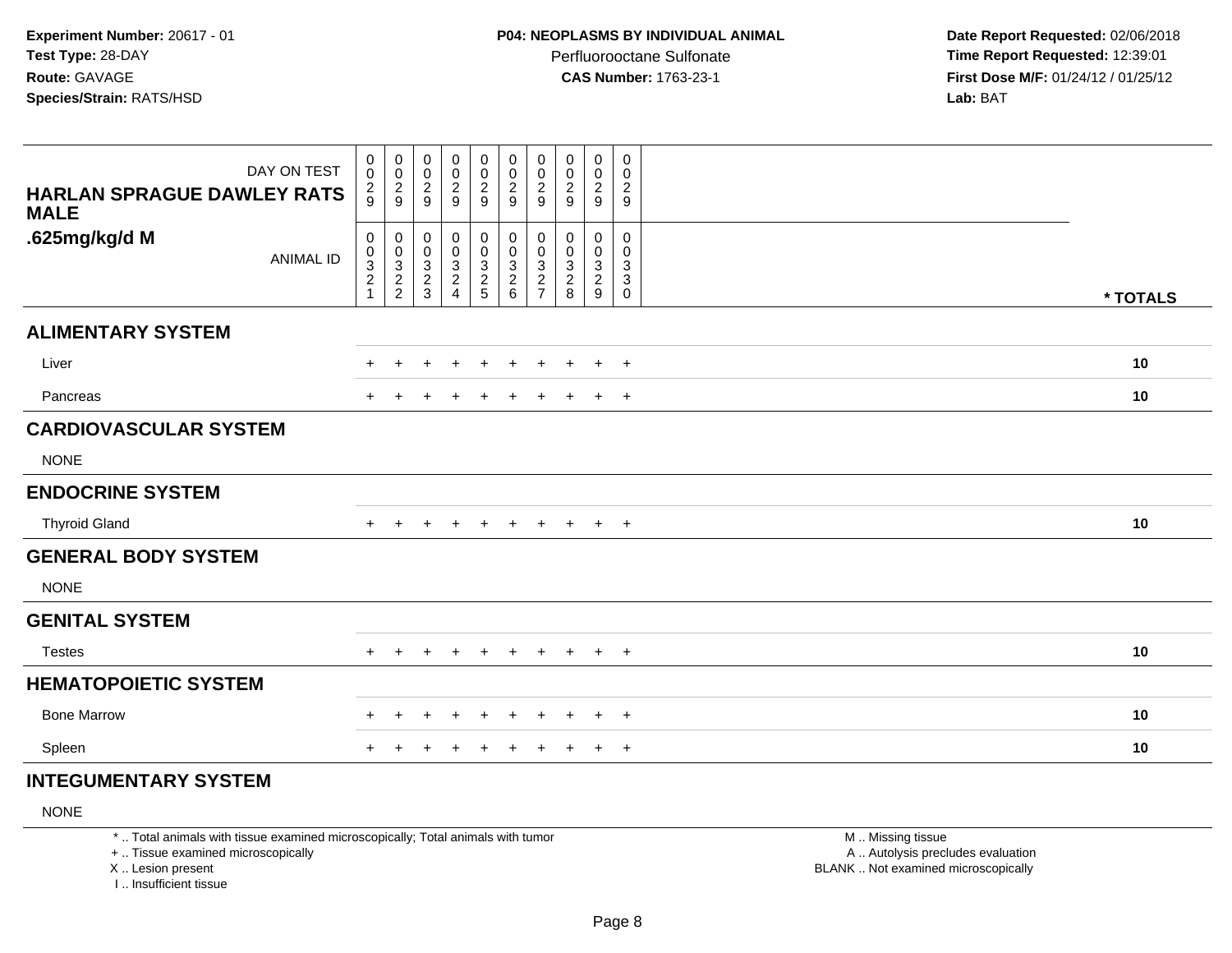**Experiment Number:** 20617 - 01
**Test Type:** 28-DAY
**Route:** GAVAGE
**Species/Strain:** RATS/HSD

**P04: NEOPLASMS BY INDIVIDUAL ANIMAL**
Perfluorooctane Sulfonate
**CAS Number:** 1763-23-1

**Date Report Requested:** 02/06/2018
**Time Report Requested:** 12:39:01
**First Dose M/F:** 01/24/12 / 01/25/12
**Lab:** BAT

| HARLAN SPRAGUE DAWLEY RATS MALE .625mg/kg/d M — DAY ON TEST | 0029 | 0029 | 0029 | 0029 | 0029 | 0029 | 0029 | 0029 | 0029 | 0029 | |
|---|---|---|---|---|---|---|---|---|---|---|---|
| ANIMAL ID | 00321 | 00322 | 00323 | 00324 | 00325 | 00326 | 00327 | 00328 | 00329 | 00330 | * TOTALS |
| **ALIMENTARY SYSTEM** | | | | | | | | | | | |
| Liver | + | + | + | + | + | + | + | + | + | + | **10** |
| Pancreas | + | + | + | + | + | + | + | + | + | + | **10** |
| **CARDIOVASCULAR SYSTEM** | | | | | | | | | | | |
| NONE | | | | | | | | | | | |
| **ENDOCRINE SYSTEM** | | | | | | | | | | | |
| Thyroid Gland | + | + | + | + | + | + | + | + | + | + | **10** |
| **GENERAL BODY SYSTEM** | | | | | | | | | | | |
| NONE | | | | | | | | | | | |
| **GENITAL SYSTEM** | | | | | | | | | | | |
| Testes | + | + | + | + | + | + | + | + | + | + | **10** |
| **HEMATOPOIETIC SYSTEM** | | | | | | | | | | | |
| Bone Marrow | + | + | + | + | + | + | + | + | + | + | **10** |
| Spleen | + | + | + | + | + | + | + | + | + | + | **10** |
| **INTEGUMENTARY SYSTEM** | | | | | | | | | | | |
| NONE | | | | | | | | | | | |

\* .. Total animals with tissue examined microscopically; Total animals with tumor
\+ .. Tissue examined microscopically
X .. Lesion present
I .. Insufficient tissue

M .. Missing tissue
A .. Autolysis precludes evaluation
BLANK .. Not examined microscopically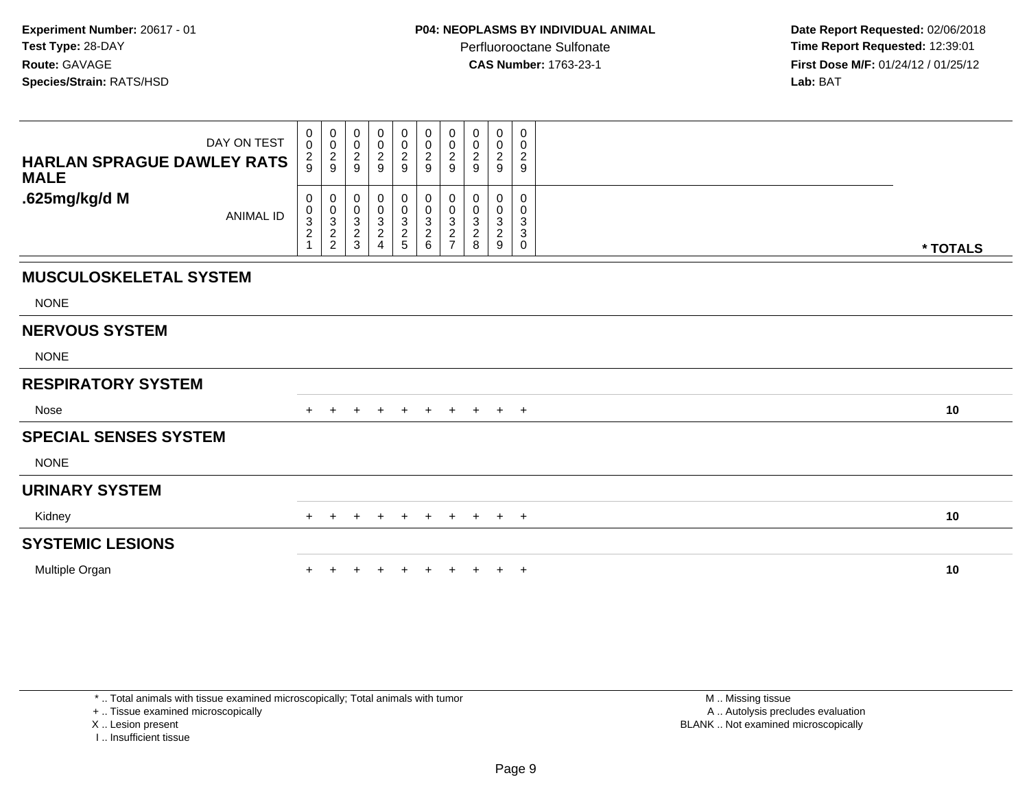**Experiment Number:** 20617 - 01
**Test Type:** 28-DAY
**Route:** GAVAGE
**Species/Strain:** RATS/HSD

**P04: NEOPLASMS BY INDIVIDUAL ANIMAL**
Perfluorooctane Sulfonate
**CAS Number:** 1763-23-1

**Date Report Requested:** 02/06/2018
**Time Report Requested:** 12:39:01
**First Dose M/F:** 01/24/12 / 01/25/12
**Lab:** BAT

| HARLAN SPRAGUE DAWLEY RATS MALE .625mg/kg/d M | | | | | | | | | | | |
|---|---|---|---|---|---|---|---|---|---|---|---|
| DAY ON TEST | 0029 | 0029 | 0029 | 0029 | 0029 | 0029 | 0029 | 0029 | 0029 | 0029 | |
| ANIMAL ID | 00321 | 00322 | 00323 | 00324 | 00325 | 00326 | 00327 | 00328 | 00329 | 00330 | * TOTALS |
| **MUSCULOSKELETAL SYSTEM** | | | | | | | | | | | |
| NONE | | | | | | | | | | | |
| **NERVOUS SYSTEM** | | | | | | | | | | | |
| NONE | | | | | | | | | | | |
| **RESPIRATORY SYSTEM** | | | | | | | | | | | |
| Nose | + | + | + | + | + | + | + | + | + | + | 10 |
| **SPECIAL SENSES SYSTEM** | | | | | | | | | | | |
| NONE | | | | | | | | | | | |
| **URINARY SYSTEM** | | | | | | | | | | | |
| Kidney | + | + | + | + | + | + | + | + | + | + | 10 |
| **SYSTEMIC LESIONS** | | | | | | | | | | | |
| Multiple Organ | + | + | + | + | + | + | + | + | + | + | 10 |

* .. Total animals with tissue examined microscopically; Total animals with tumor
+ .. Tissue examined microscopically
X .. Lesion present
I .. Insufficient tissue

M .. Missing tissue
A .. Autolysis precludes evaluation
BLANK .. Not examined microscopically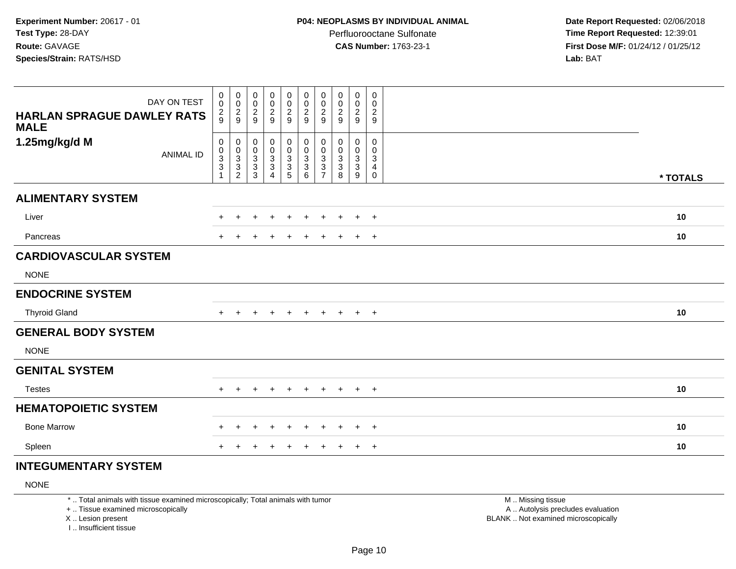**Experiment Number:** 20617 - 01
**Test Type:** 28-DAY
**Route:** GAVAGE
**Species/Strain:** RATS/HSD

**P04: NEOPLASMS BY INDIVIDUAL ANIMAL**
Perfluorooctane Sulfonate
**CAS Number:** 1763-23-1

**Date Report Requested:** 02/06/2018
**Time Report Requested:** 12:39:01
**First Dose M/F:** 01/24/12 / 01/25/12
**Lab:** BAT

| HARLAN SPRAGUE DAWLEY RATS MALE 1.25mg/kg/d M | | | | | | | | | | | |
|---|---|---|---|---|---|---|---|---|---|---|---|
| DAY ON TEST | 0029 | 0029 | 0029 | 0029 | 0029 | 0029 | 0029 | 0029 | 0029 | 0029 | |
| ANIMAL ID | 00331 | 00332 | 00333 | 00334 | 00335 | 00336 | 00337 | 00338 | 00339 | 00340 | * TOTALS |
| **ALIMENTARY SYSTEM** | | | | | | | | | | | |
| Liver | + | + | + | + | + | + | + | + | + | + | 10 |
| Pancreas | + | + | + | + | + | + | + | + | + | + | 10 |
| **CARDIOVASCULAR SYSTEM** | | | | | | | | | | | |
| NONE | | | | | | | | | | | |
| **ENDOCRINE SYSTEM** | | | | | | | | | | | |
| Thyroid Gland | + | + | + | + | + | + | + | + | + | + | 10 |
| **GENERAL BODY SYSTEM** | | | | | | | | | | | |
| NONE | | | | | | | | | | | |
| **GENITAL SYSTEM** | | | | | | | | | | | |
| Testes | + | + | + | + | + | + | + | + | + | + | 10 |
| **HEMATOPOIETIC SYSTEM** | | | | | | | | | | | |
| Bone Marrow | + | + | + | + | + | + | + | + | + | + | 10 |
| Spleen | + | + | + | + | + | + | + | + | + | + | 10 |
| **INTEGUMENTARY SYSTEM** | | | | | | | | | | | |
| NONE | | | | | | | | | | | |

\* .. Total animals with tissue examined microscopically; Total animals with tumor
\+ .. Tissue examined microscopically
X .. Lesion present
I .. Insufficient tissue

M .. Missing tissue
A .. Autolysis precludes evaluation
BLANK .. Not examined microscopically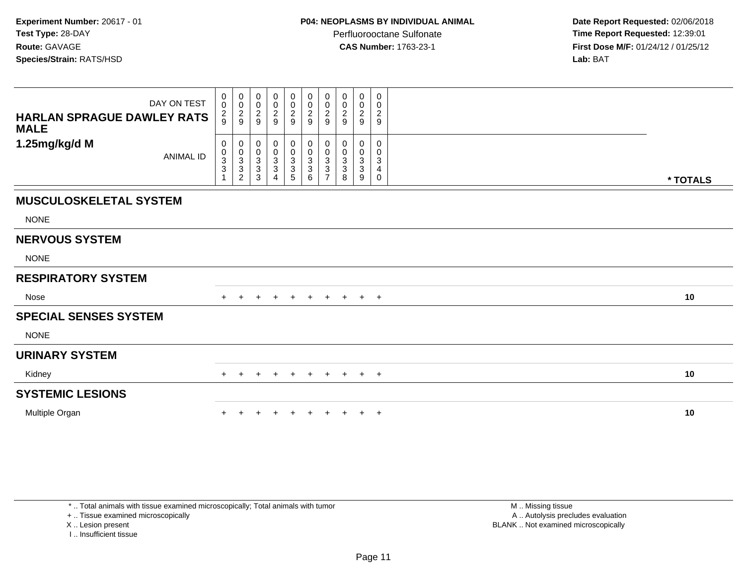**Experiment Number:** 20617 - 01
**Test Type:** 28-DAY
**Route:** GAVAGE
**Species/Strain:** RATS/HSD

**P04: NEOPLASMS BY INDIVIDUAL ANIMAL**
Perfluorooctane Sulfonate
**CAS Number:** 1763-23-1

**Date Report Requested:** 02/06/2018
**Time Report Requested:** 12:39:01
**First Dose M/F:** 01/24/12 / 01/25/12
**Lab:** BAT

| **HARLAN SPRAGUE DAWLEY RATS MALE** **1.25mg/kg/d M** | | | | | | | | | | | |
|---|---|---|---|---|---|---|---|---|---|---|---|
| DAY ON TEST | 0029 | 0029 | 0029 | 0029 | 0029 | 0029 | 0029 | 0029 | 0029 | 0029 | |
| ANIMAL ID | 00331 | 00332 | 00333 | 00334 | 00335 | 00336 | 00337 | 00338 | 00339 | 00340 | **\* TOTALS** |
| **MUSCULOSKELETAL SYSTEM** | | | | | | | | | | | |
| NONE | | | | | | | | | | | |
| **NERVOUS SYSTEM** | | | | | | | | | | | |
| NONE | | | | | | | | | | | |
| **RESPIRATORY SYSTEM** | | | | | | | | | | | |
| Nose | + | + | + | + | + | + | + | + | + | + | **10** |
| **SPECIAL SENSES SYSTEM** | | | | | | | | | | | |
| NONE | | | | | | | | | | | |
| **URINARY SYSTEM** | | | | | | | | | | | |
| Kidney | + | + | + | + | + | + | + | + | + | + | **10** |
| **SYSTEMIC LESIONS** | | | | | | | | | | | |
| Multiple Organ | + | + | + | + | + | + | + | + | + | + | **10** |

\* .. Total animals with tissue examined microscopically; Total animals with tumor
\+ .. Tissue examined microscopically
X .. Lesion present
I .. Insufficient tissue

M .. Missing tissue
A .. Autolysis precludes evaluation
BLANK .. Not examined microscopically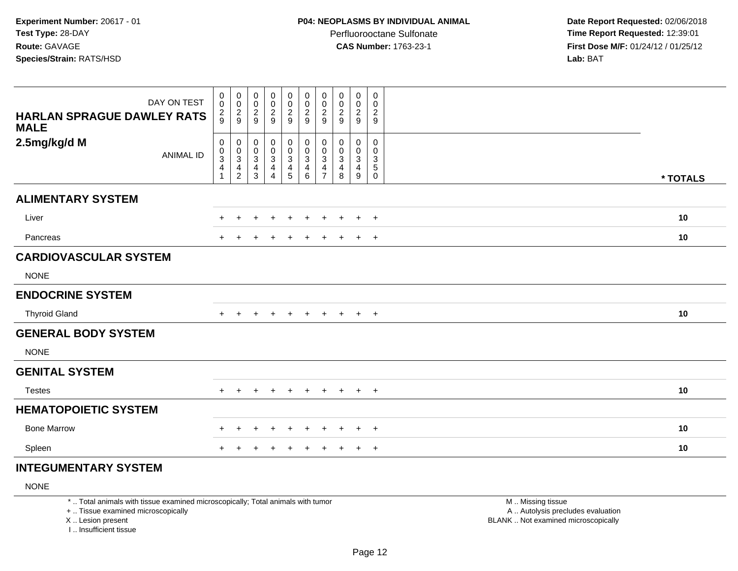**Experiment Number:** 20617 - 01
**Test Type:** 28-DAY
**Route:** GAVAGE
**Species/Strain:** RATS/HSD

**P04: NEOPLASMS BY INDIVIDUAL ANIMAL**
Perfluorooctane Sulfonate
**CAS Number:** 1763-23-1

**Date Report Requested:** 02/06/2018
**Time Report Requested:** 12:39:01
**First Dose M/F:** 01/24/12 / 01/25/12
**Lab:** BAT

| HARLAN SPRAGUE DAWLEY RATS MALE 2.5mg/kg/d M | | | | | | | | | | | |
|---|---|---|---|---|---|---|---|---|---|---|---|
| DAY ON TEST | 0029 | 0029 | 0029 | 0029 | 0029 | 0029 | 0029 | 0029 | 0029 | 0029 | |
| ANIMAL ID | 00341 | 00342 | 00343 | 00344 | 00345 | 00346 | 00347 | 00348 | 00349 | 00350 | * TOTALS |
| **ALIMENTARY SYSTEM** | | | | | | | | | | | |
| Liver | + | + | + | + | + | + | + | + | + | + | 10 |
| Pancreas | + | + | + | + | + | + | + | + | + | + | 10 |
| **CARDIOVASCULAR SYSTEM** | | | | | | | | | | | |
| NONE | | | | | | | | | | | |
| **ENDOCRINE SYSTEM** | | | | | | | | | | | |
| Thyroid Gland | + | + | + | + | + | + | + | + | + | + | 10 |
| **GENERAL BODY SYSTEM** | | | | | | | | | | | |
| NONE | | | | | | | | | | | |
| **GENITAL SYSTEM** | | | | | | | | | | | |
| Testes | + | + | + | + | + | + | + | + | + | + | 10 |
| **HEMATOPOIETIC SYSTEM** | | | | | | | | | | | |
| Bone Marrow | + | + | + | + | + | + | + | + | + | + | 10 |
| Spleen | + | + | + | + | + | + | + | + | + | + | 10 |
| **INTEGUMENTARY SYSTEM** | | | | | | | | | | | |
| NONE | | | | | | | | | | | |

* .. Total animals with tissue examined microscopically; Total animals with tumor
+ .. Tissue examined microscopically
X .. Lesion present
I .. Insufficient tissue

M .. Missing tissue
A .. Autolysis precludes evaluation
BLANK .. Not examined microscopically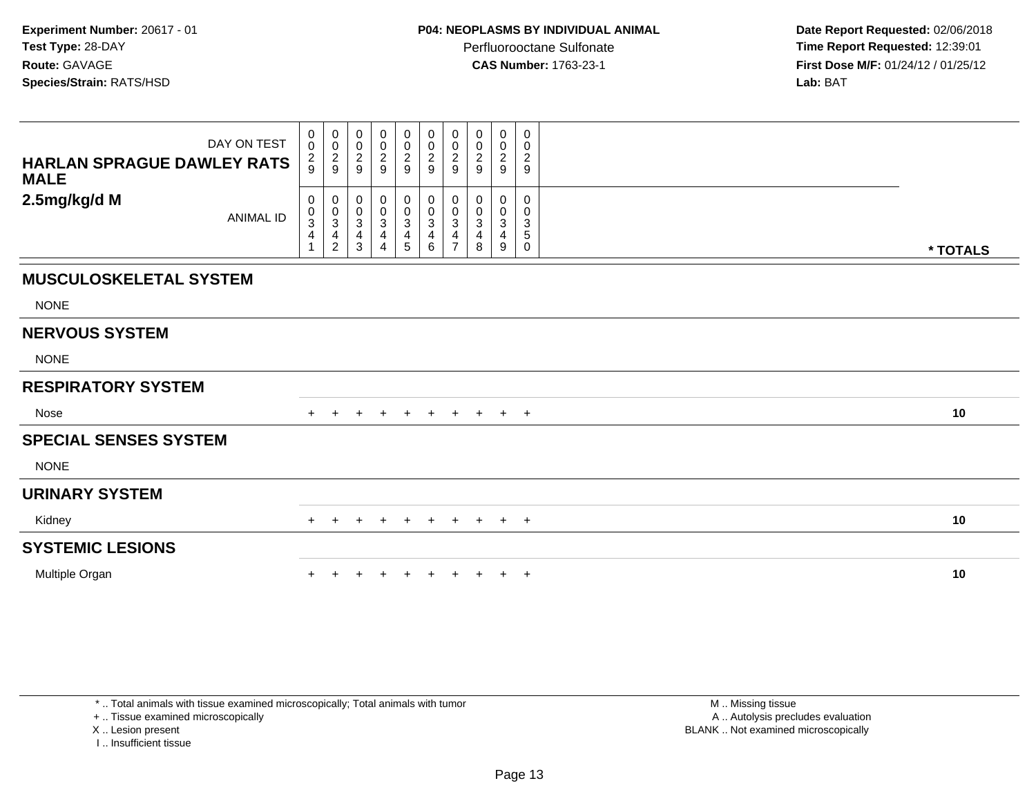**Experiment Number:** 20617 - 01
**Test Type:** 28-DAY
**Route:** GAVAGE
**Species/Strain:** RATS/HSD

**P04: NEOPLASMS BY INDIVIDUAL ANIMAL**
Perfluorooctane Sulfonate
**CAS Number:** 1763-23-1

**Date Report Requested:** 02/06/2018
**Time Report Requested:** 12:39:01
**First Dose M/F:** 01/24/12 / 01/25/12
**Lab:** BAT

| HARLAN SPRAGUE DAWLEY RATS MALE 2.5mg/kg/d M | | | | | | | | | | | |
|---|---|---|---|---|---|---|---|---|---|---|---|
| DAY ON TEST | 0029 | 0029 | 0029 | 0029 | 0029 | 0029 | 0029 | 0029 | 0029 | 0029 | |
| ANIMAL ID | 00341 | 00342 | 00343 | 00344 | 00345 | 00346 | 00347 | 00348 | 00349 | 00350 | * TOTALS |
| **MUSCULOSKELETAL SYSTEM** | | | | | | | | | | | |
| NONE | | | | | | | | | | | |
| **NERVOUS SYSTEM** | | | | | | | | | | | |
| NONE | | | | | | | | | | | |
| **RESPIRATORY SYSTEM** | | | | | | | | | | | |
| Nose | + | + | + | + | + | + | + | + | + | + | **10** |
| **SPECIAL SENSES SYSTEM** | | | | | | | | | | | |
| NONE | | | | | | | | | | | |
| **URINARY SYSTEM** | | | | | | | | | | | |
| Kidney | + | + | + | + | + | + | + | + | + | + | **10** |
| **SYSTEMIC LESIONS** | | | | | | | | | | | |
| Multiple Organ | + | + | + | + | + | + | + | + | + | + | **10** |

* .. Total animals with tissue examined microscopically; Total animals with tumor
+ .. Tissue examined microscopically
X .. Lesion present
I .. Insufficient tissue

M .. Missing tissue
A .. Autolysis precludes evaluation
BLANK .. Not examined microscopically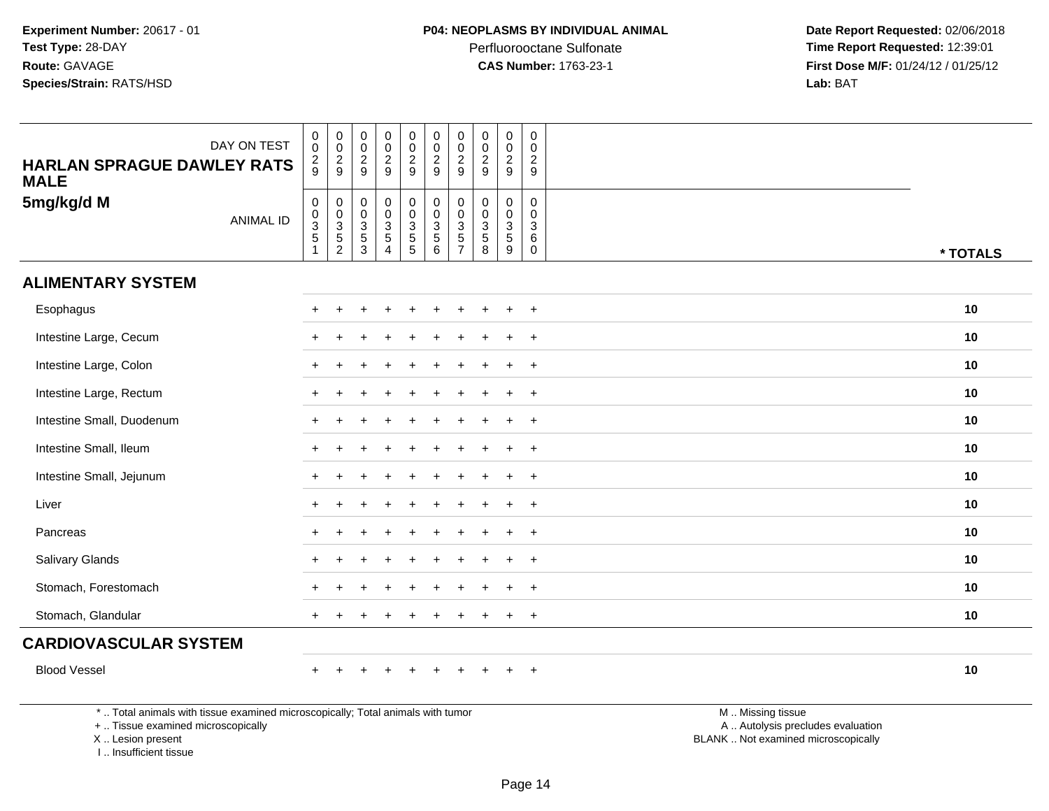**Experiment Number:** 20617 - 01
**Test Type:** 28-DAY
**Route:** GAVAGE
**Species/Strain:** RATS/HSD

**P04: NEOPLASMS BY INDIVIDUAL ANIMAL**
Perfluorooctane Sulfonate
**CAS Number:** 1763-23-1

**Date Report Requested:** 02/06/2018
**Time Report Requested:** 12:39:01
**First Dose M/F:** 01/24/12 / 01/25/12
**Lab:** BAT

| DAY ON TEST | 0029 | 0029 | 0029 | 0029 | 0029 | 0029 | 0029 | 0029 | 0029 | 0029 | |
|---|---|---|---|---|---|---|---|---|---|---|---|
| **HARLAN SPRAGUE DAWLEY RATS MALE** | | | | | | | | | | | |
| **5mg/kg/d M** ANIMAL ID | 00351 | 00352 | 00353 | 00354 | 00355 | 00356 | 00357 | 00358 | 00359 | 00360 | *** TOTALS** |
| **ALIMENTARY SYSTEM** | | | | | | | | | | | |
| Esophagus | + | + | + | + | + | + | + | + | + | + | **10** |
| Intestine Large, Cecum | + | + | + | + | + | + | + | + | + | + | **10** |
| Intestine Large, Colon | + | + | + | + | + | + | + | + | + | + | **10** |
| Intestine Large, Rectum | + | + | + | + | + | + | + | + | + | + | **10** |
| Intestine Small, Duodenum | + | + | + | + | + | + | + | + | + | + | **10** |
| Intestine Small, Ileum | + | + | + | + | + | + | + | + | + | + | **10** |
| Intestine Small, Jejunum | + | + | + | + | + | + | + | + | + | + | **10** |
| Liver | + | + | + | + | + | + | + | + | + | + | **10** |
| Pancreas | + | + | + | + | + | + | + | + | + | + | **10** |
| Salivary Glands | + | + | + | + | + | + | + | + | + | + | **10** |
| Stomach, Forestomach | + | + | + | + | + | + | + | + | + | + | **10** |
| Stomach, Glandular | + | + | + | + | + | + | + | + | + | + | **10** |
| **CARDIOVASCULAR SYSTEM** | | | | | | | | | | | |
| Blood Vessel | + | + | + | + | + | + | + | + | + | + | **10** |

* .. Total animals with tissue examined microscopically; Total animals with tumor
+ .. Tissue examined microscopically
X .. Lesion present
I .. Insufficient tissue

M .. Missing tissue
A .. Autolysis precludes evaluation
BLANK .. Not examined microscopically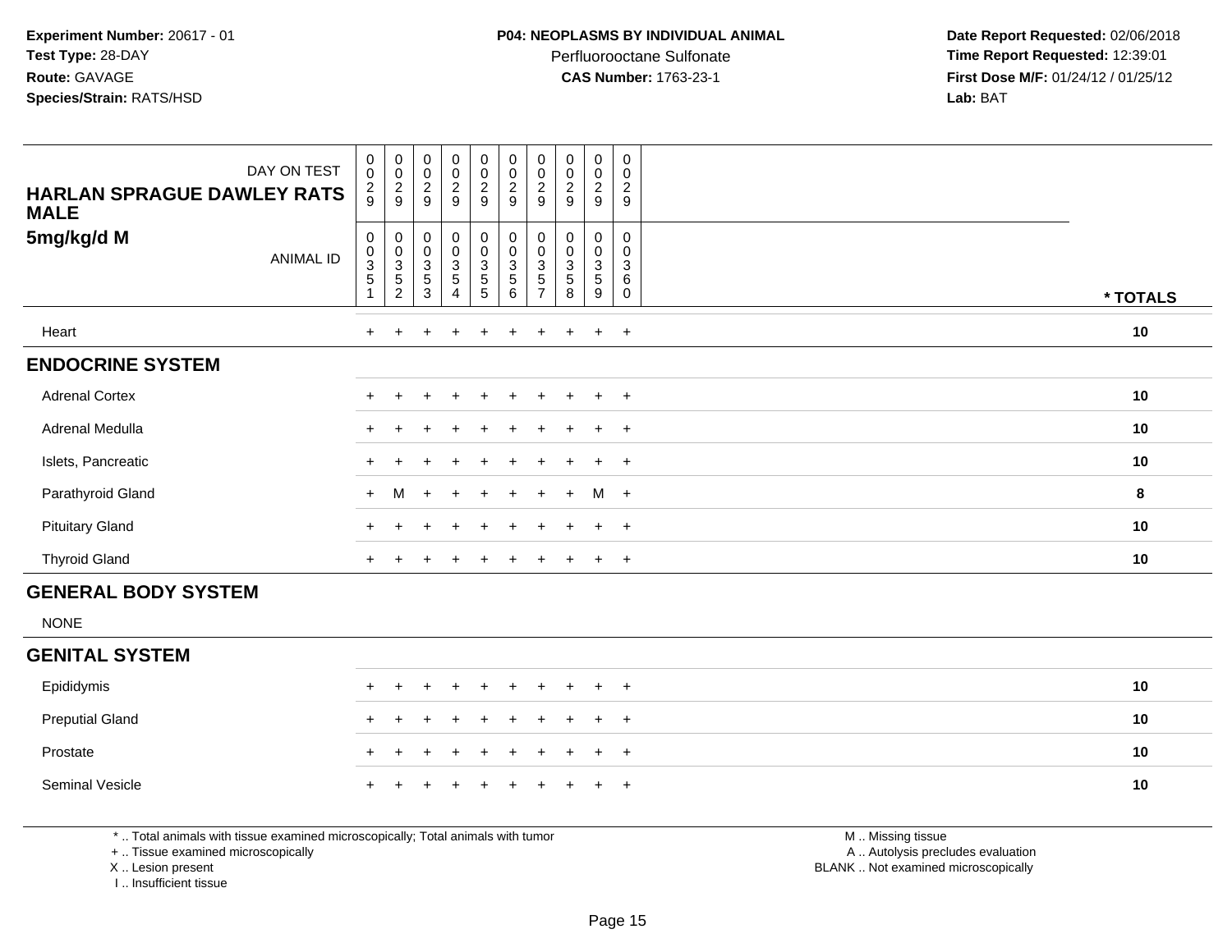**Experiment Number:** 20617 - 01
**Test Type:** 28-DAY
**Route:** GAVAGE
**Species/Strain:** RATS/HSD

**P04: NEOPLASMS BY INDIVIDUAL ANIMAL**
Perfluorooctane Sulfonate
**CAS Number:** 1763-23-1

**Date Report Requested:** 02/06/2018
**Time Report Requested:** 12:39:01
**First Dose M/F:** 01/24/12 / 01/25/12
**Lab:** BAT

| HARLAN SPRAGUE DAWLEY RATS MALE 5mg/kg/d M — DAY ON TEST | 0029 | 0029 | 0029 | 0029 | 0029 | 0029 | 0029 | 0029 | 0029 | 0029 | |
|---|---|---|---|---|---|---|---|---|---|---|---|
| ANIMAL ID | 00351 | 00352 | 00353 | 00354 | 00355 | 00356 | 00357 | 00358 | 00359 | 00360 | * TOTALS |
| Heart | + | + | + | + | + | + | + | + | + | + | 10 |
| **ENDOCRINE SYSTEM** | | | | | | | | | | | |
| Adrenal Cortex | + | + | + | + | + | + | + | + | + | + | 10 |
| Adrenal Medulla | + | + | + | + | + | + | + | + | + | + | 10 |
| Islets, Pancreatic | + | + | + | + | + | + | + | + | + | + | 10 |
| Parathyroid Gland | + | M | + | + | + | + | + | + | M | + | 8 |
| Pituitary Gland | + | + | + | + | + | + | + | + | + | + | 10 |
| Thyroid Gland | + | + | + | + | + | + | + | + | + | + | 10 |
| **GENERAL BODY SYSTEM** | | | | | | | | | | | |
| NONE | | | | | | | | | | | |
| **GENITAL SYSTEM** | | | | | | | | | | | |
| Epididymis | + | + | + | + | + | + | + | + | + | + | 10 |
| Preputial Gland | + | + | + | + | + | + | + | + | + | + | 10 |
| Prostate | + | + | + | + | + | + | + | + | + | + | 10 |
| Seminal Vesicle | + | + | + | + | + | + | + | + | + | + | 10 |

\* .. Total animals with tissue examined microscopically; Total animals with tumor
\+ .. Tissue examined microscopically
X .. Lesion present
I .. Insufficient tissue

M .. Missing tissue
A .. Autolysis precludes evaluation
BLANK .. Not examined microscopically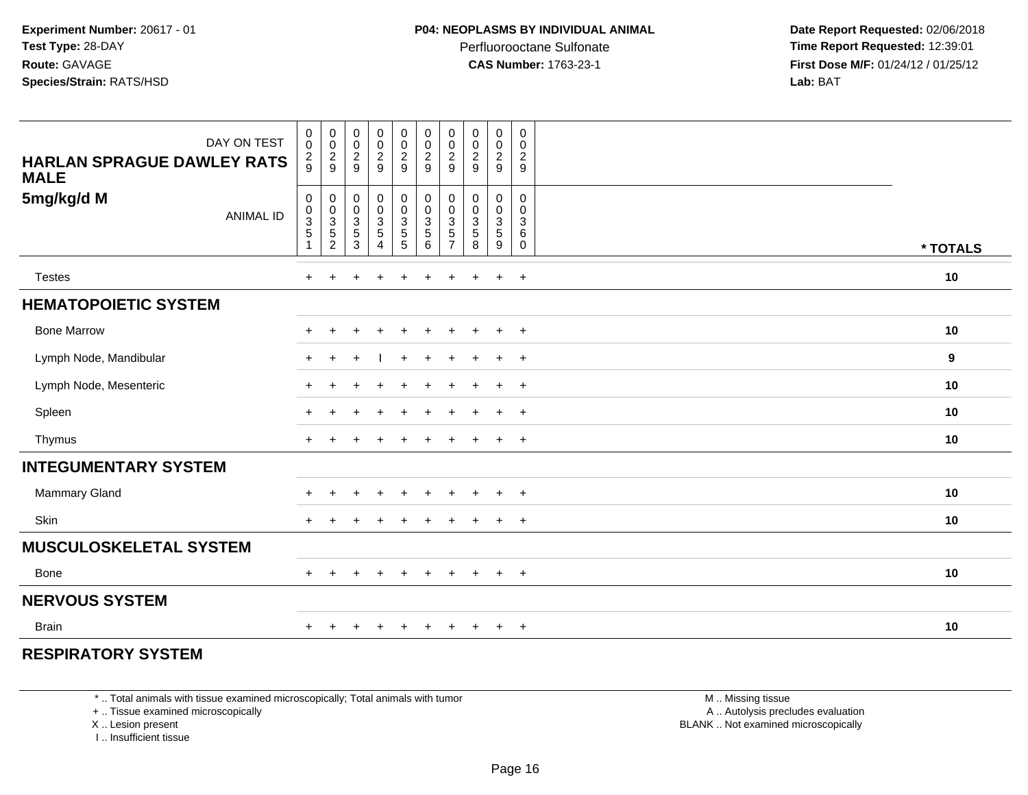**Experiment Number:** 20617 - 01
**Test Type:** 28-DAY
**Route:** GAVAGE
**Species/Strain:** RATS/HSD

**P04: NEOPLASMS BY INDIVIDUAL ANIMAL**
Perfluorooctane Sulfonate
**CAS Number:** 1763-23-1

**Date Report Requested:** 02/06/2018
**Time Report Requested:** 12:39:01
**First Dose M/F:** 01/24/12 / 01/25/12
**Lab:** BAT

**HARLAN SPRAGUE DAWLEY RATS MALE**
**5mg/kg/d M**

| DAY ON TEST | 0029 | 0029 | 0029 | 0029 | 0029 | 0029 | 0029 | 0029 | 0029 | 0029 | |
|---|---|---|---|---|---|---|---|---|---|---|---|
| ANIMAL ID | 00351 | 00352 | 00353 | 00354 | 00355 | 00356 | 00357 | 00358 | 00359 | 00360 | * TOTALS |
| Testes | + | + | + | + | + | + | + | + | + | + | 10 |
| **HEMATOPOIETIC SYSTEM** | | | | | | | | | | | |
| Bone Marrow | + | + | + | + | + | + | + | + | + | + | 10 |
| Lymph Node, Mandibular | + | + | + | I | + | + | + | + | + | + | 9 |
| Lymph Node, Mesenteric | + | + | + | + | + | + | + | + | + | + | 10 |
| Spleen | + | + | + | + | + | + | + | + | + | + | 10 |
| Thymus | + | + | + | + | + | + | + | + | + | + | 10 |
| **INTEGUMENTARY SYSTEM** | | | | | | | | | | | |
| Mammary Gland | + | + | + | + | + | + | + | + | + | + | 10 |
| Skin | + | + | + | + | + | + | + | + | + | + | 10 |
| **MUSCULOSKELETAL SYSTEM** | | | | | | | | | | | |
| Bone | + | + | + | + | + | + | + | + | + | + | 10 |
| **NERVOUS SYSTEM** | | | | | | | | | | | |
| Brain | + | + | + | + | + | + | + | + | + | + | 10 |
| **RESPIRATORY SYSTEM** | | | | | | | | | | | |

* .. Total animals with tissue examined microscopically; Total animals with tumor
+ .. Tissue examined microscopically
X .. Lesion present
I .. Insufficient tissue

M .. Missing tissue
A .. Autolysis precludes evaluation
BLANK .. Not examined microscopically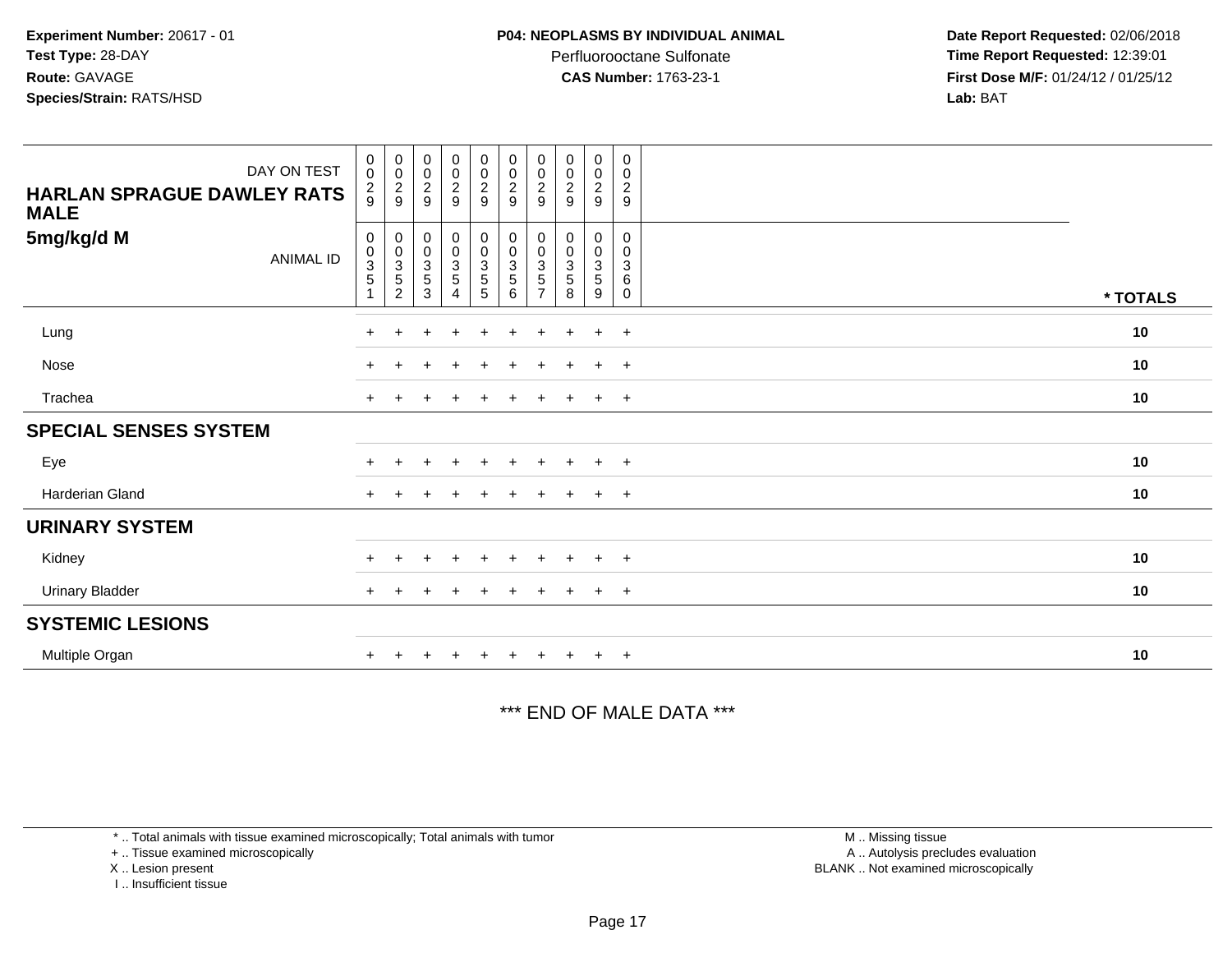**Experiment Number:** 20617 - 01
**Test Type:** 28-DAY
**Route:** GAVAGE
**Species/Strain:** RATS/HSD

**P04: NEOPLASMS BY INDIVIDUAL ANIMAL**
Perfluorooctane Sulfonate
**CAS Number:** 1763-23-1

**Date Report Requested:** 02/06/2018
**Time Report Requested:** 12:39:01
**First Dose M/F:** 01/24/12 / 01/25/12
**Lab:** BAT

| DAY ON TEST | 0029 | 0029 | 0029 | 0029 | 0029 | 0029 | 0029 | 0029 | 0029 | 0029 | |
|---|---|---|---|---|---|---|---|---|---|---|---|
| **HARLAN SPRAGUE DAWLEY RATS MALE** | | | | | | | | | | | |
| **5mg/kg/d M** ANIMAL ID | 00351 | 00352 | 00353 | 00354 | 00355 | 00356 | 00357 | 00358 | 00359 | 00360 | **\* TOTALS** |
| Lung | + | + | + | + | + | + | + | + | + | + | **10** |
| Nose | + | + | + | + | + | + | + | + | + | + | **10** |
| Trachea | + | + | + | + | + | + | + | + | + | + | **10** |
| **SPECIAL SENSES SYSTEM** | | | | | | | | | | | |
| Eye | + | + | + | + | + | + | + | + | + | + | **10** |
| Harderian Gland | + | + | + | + | + | + | + | + | + | + | **10** |
| **URINARY SYSTEM** | | | | | | | | | | | |
| Kidney | + | + | + | + | + | + | + | + | + | + | **10** |
| Urinary Bladder | + | + | + | + | + | + | + | + | + | + | **10** |
| **SYSTEMIC LESIONS** | | | | | | | | | | | |
| Multiple Organ | + | + | + | + | + | + | + | + | + | + | **10** |

\*\*\* END OF MALE DATA \*\*\*

\* .. Total animals with tissue examined microscopically; Total animals with tumor
\+ .. Tissue examined microscopically
X .. Lesion present
I .. Insufficient tissue

M .. Missing tissue
A .. Autolysis precludes evaluation
BLANK .. Not examined microscopically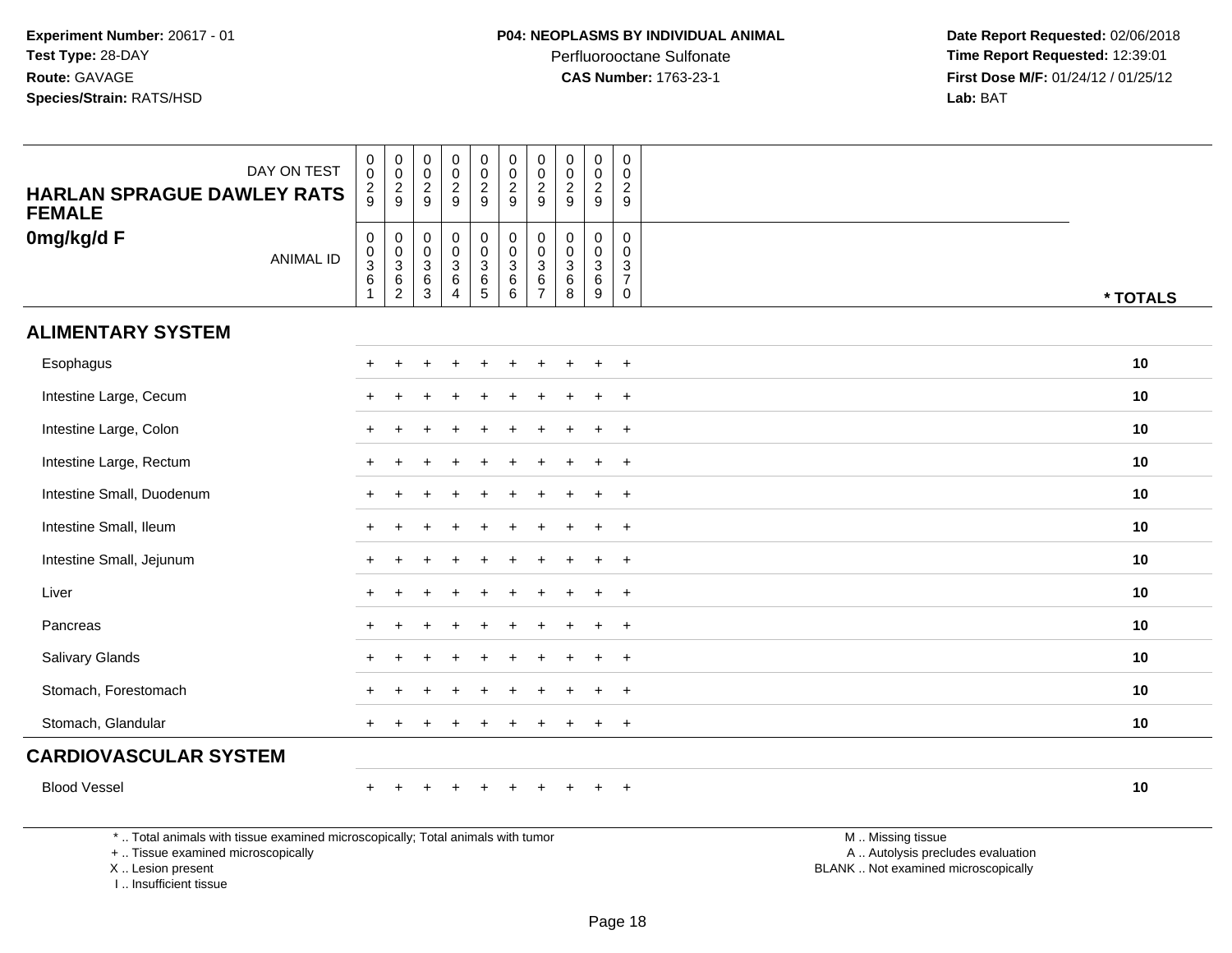**Experiment Number:** 20617 - 01
**Test Type:** 28-DAY
**Route:** GAVAGE
**Species/Strain:** RATS/HSD

**P04: NEOPLASMS BY INDIVIDUAL ANIMAL**
Perfluorooctane Sulfonate
**CAS Number:** 1763-23-1

**Date Report Requested:** 02/06/2018
**Time Report Requested:** 12:39:01
**First Dose M/F:** 01/24/12 / 01/25/12
**Lab:** BAT

| HARLAN SPRAGUE DAWLEY RATS FEMALE 0mg/kg/d F | DAY ON TEST | 029 | 029 | 029 | 029 | 029 | 029 | 029 | 029 | 029 | 029 | |
|---|---|---|---|---|---|---|---|---|---|---|---|---|
| | ANIMAL ID | 00361 | 00362 | 00363 | 00364 | 00365 | 00366 | 00367 | 00368 | 00369 | 00370 | * TOTALS |
| **ALIMENTARY SYSTEM** | | | | | | | | | | | | |
| Esophagus | | + | + | + | + | + | + | + | + | + | + | 10 |
| Intestine Large, Cecum | | + | + | + | + | + | + | + | + | + | + | 10 |
| Intestine Large, Colon | | + | + | + | + | + | + | + | + | + | + | 10 |
| Intestine Large, Rectum | | + | + | + | + | + | + | + | + | + | + | 10 |
| Intestine Small, Duodenum | | + | + | + | + | + | + | + | + | + | + | 10 |
| Intestine Small, Ileum | | + | + | + | + | + | + | + | + | + | + | 10 |
| Intestine Small, Jejunum | | + | + | + | + | + | + | + | + | + | + | 10 |
| Liver | | + | + | + | + | + | + | + | + | + | + | 10 |
| Pancreas | | + | + | + | + | + | + | + | + | + | + | 10 |
| Salivary Glands | | + | + | + | + | + | + | + | + | + | + | 10 |
| Stomach, Forestomach | | + | + | + | + | + | + | + | + | + | + | 10 |
| Stomach, Glandular | | + | + | + | + | + | + | + | + | + | + | 10 |
| **CARDIOVASCULAR SYSTEM** | | | | | | | | | | | | |
| Blood Vessel | | + | + | + | + | + | + | + | + | + | + | 10 |

* .. Total animals with tissue examined microscopically; Total animals with tumor
+ .. Tissue examined microscopically
X .. Lesion present
I .. Insufficient tissue

M .. Missing tissue
A .. Autolysis precludes evaluation
BLANK .. Not examined microscopically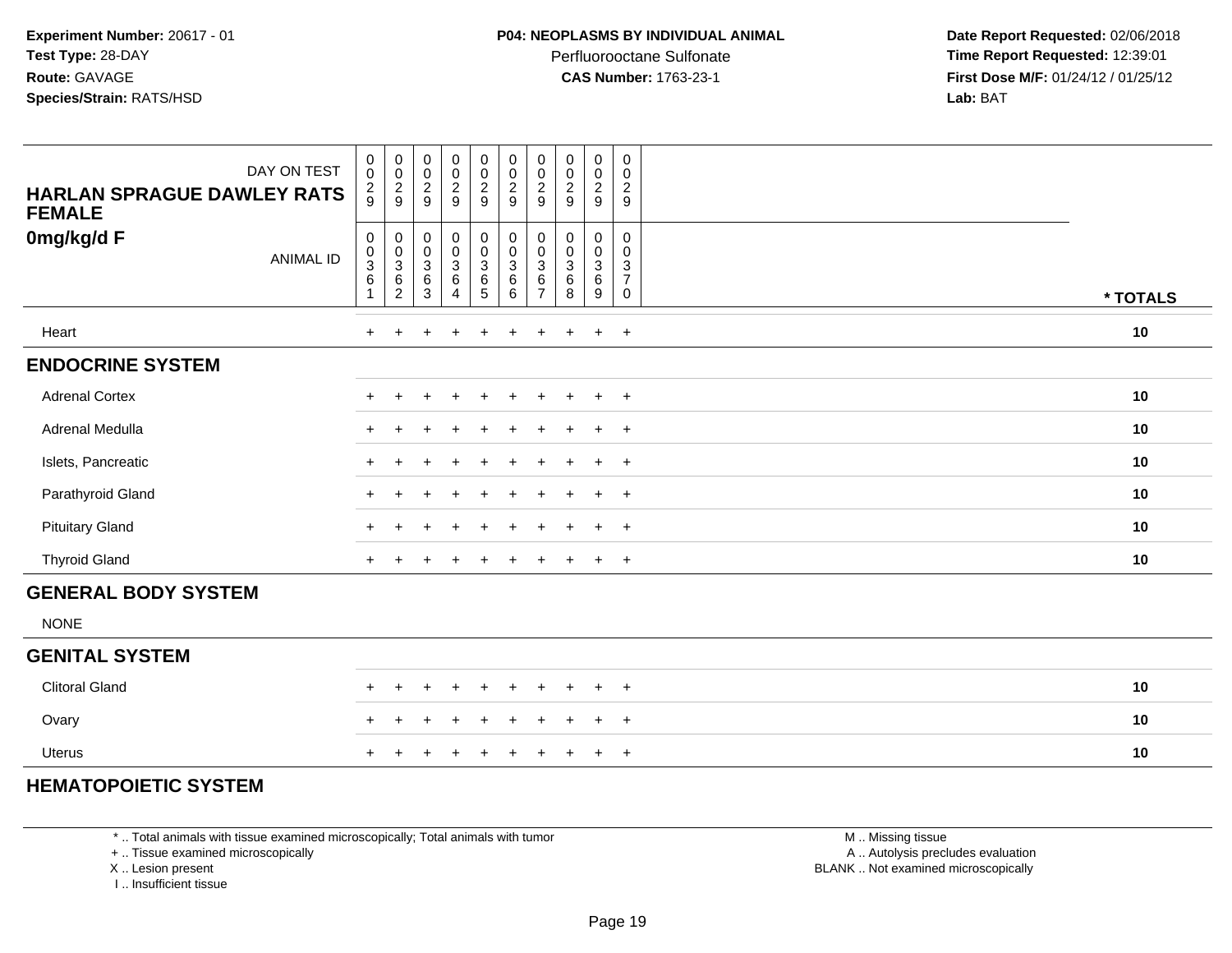**Experiment Number:** 20617 - 01
**Test Type:** 28-DAY
**Route:** GAVAGE
**Species/Strain:** RATS/HSD

**P04: NEOPLASMS BY INDIVIDUAL ANIMAL**
Perfluorooctane Sulfonate
**CAS Number:** 1763-23-1

**Date Report Requested:** 02/06/2018
**Time Report Requested:** 12:39:01
**First Dose M/F:** 01/24/12 / 01/25/12
**Lab:** BAT

| HARLAN SPRAGUE DAWLEY RATS FEMALE 0mg/kg/d F | | | | | | | | | | | |
|---|---|---|---|---|---|---|---|---|---|---|---|
| DAY ON TEST | 0029 | 0029 | 0029 | 0029 | 0029 | 0029 | 0029 | 0029 | 0029 | 0029 | |
| ANIMAL ID | 00361 | 00362 | 00363 | 00364 | 00365 | 00366 | 00367 | 00368 | 00369 | 00370 | * TOTALS |
| Heart | + | + | + | + | + | + | + | + | + | + | 10 |
| **ENDOCRINE SYSTEM** | | | | | | | | | | | |
| Adrenal Cortex | + | + | + | + | + | + | + | + | + | + | 10 |
| Adrenal Medulla | + | + | + | + | + | + | + | + | + | + | 10 |
| Islets, Pancreatic | + | + | + | + | + | + | + | + | + | + | 10 |
| Parathyroid Gland | + | + | + | + | + | + | + | + | + | + | 10 |
| Pituitary Gland | + | + | + | + | + | + | + | + | + | + | 10 |
| Thyroid Gland | + | + | + | + | + | + | + | + | + | + | 10 |
| **GENERAL BODY SYSTEM** | | | | | | | | | | | |
| NONE | | | | | | | | | | | |
| **GENITAL SYSTEM** | | | | | | | | | | | |
| Clitoral Gland | + | + | + | + | + | + | + | + | + | + | 10 |
| Ovary | + | + | + | + | + | + | + | + | + | + | 10 |
| Uterus | + | + | + | + | + | + | + | + | + | + | 10 |
| **HEMATOPOIETIC SYSTEM** | | | | | | | | | | | |

\* .. Total animals with tissue examined microscopically; Total animals with tumor
\+ .. Tissue examined microscopically
X .. Lesion present
I .. Insufficient tissue

M .. Missing tissue
A .. Autolysis precludes evaluation
BLANK .. Not examined microscopically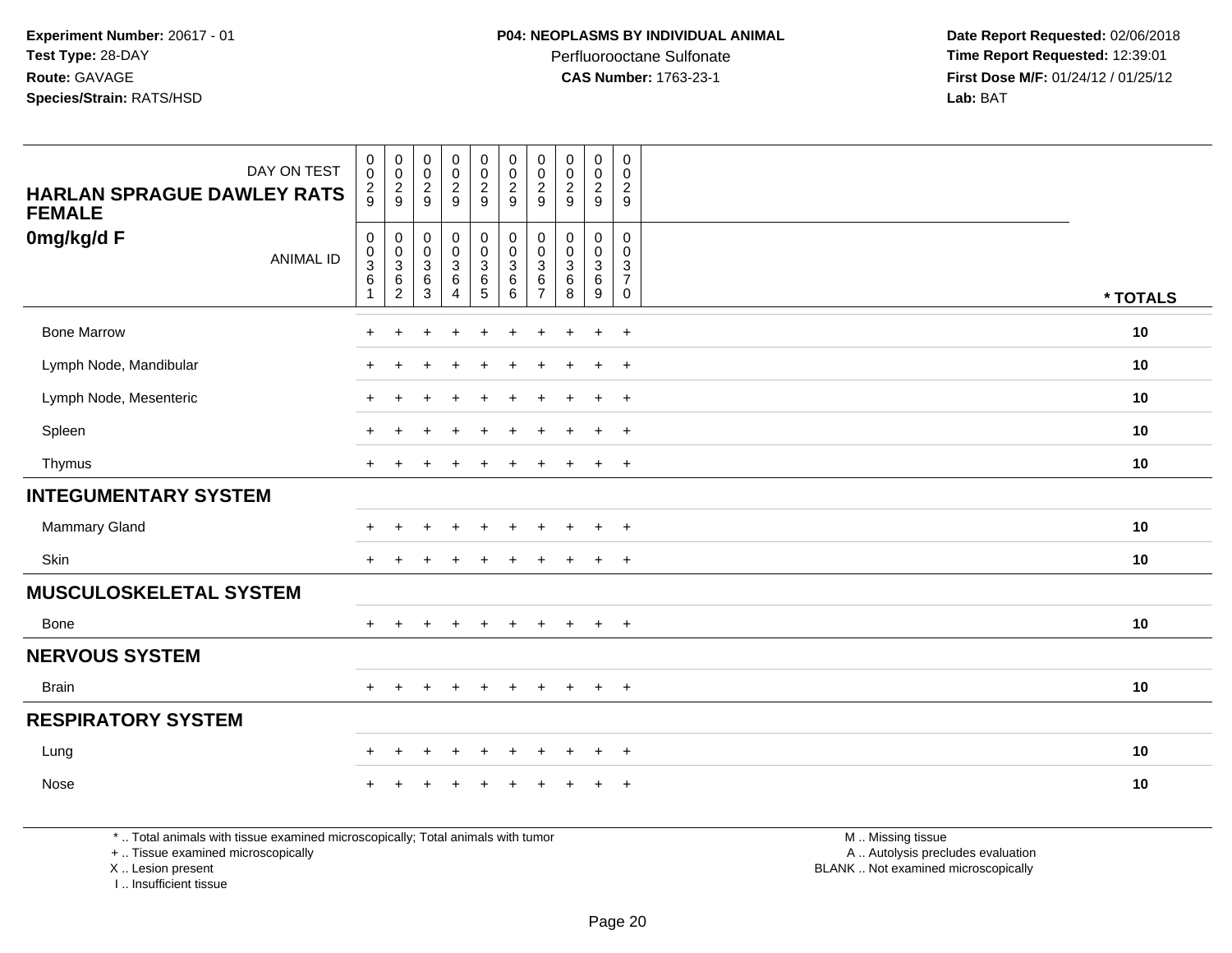**Experiment Number:** 20617 - 01
**Test Type:** 28-DAY
**Route:** GAVAGE
**Species/Strain:** RATS/HSD

**P04: NEOPLASMS BY INDIVIDUAL ANIMAL**
Perfluorooctane Sulfonate
**CAS Number:** 1763-23-1

**Date Report Requested:** 02/06/2018
**Time Report Requested:** 12:39:01
**First Dose M/F:** 01/24/12 / 01/25/12
**Lab:** BAT

| HARLAN SPRAGUE DAWLEY RATS FEMALE 0mg/kg/d F | | | | | | | | | | | |
|---|---|---|---|---|---|---|---|---|---|---|---|
| DAY ON TEST | 0029 | 0029 | 0029 | 0029 | 0029 | 0029 | 0029 | 0029 | 0029 | 0029 | |
| ANIMAL ID | 00361 | 00362 | 00363 | 00364 | 00365 | 00366 | 00367 | 00368 | 00369 | 00370 | * TOTALS |
| Bone Marrow | + | + | + | + | + | + | + | + | + | + | 10 |
| Lymph Node, Mandibular | + | + | + | + | + | + | + | + | + | + | 10 |
| Lymph Node, Mesenteric | + | + | + | + | + | + | + | + | + | + | 10 |
| Spleen | + | + | + | + | + | + | + | + | + | + | 10 |
| Thymus | + | + | + | + | + | + | + | + | + | + | 10 |
| **INTEGUMENTARY SYSTEM** | | | | | | | | | | | |
| Mammary Gland | + | + | + | + | + | + | + | + | + | + | 10 |
| Skin | + | + | + | + | + | + | + | + | + | + | 10 |
| **MUSCULOSKELETAL SYSTEM** | | | | | | | | | | | |
| Bone | + | + | + | + | + | + | + | + | + | + | 10 |
| **NERVOUS SYSTEM** | | | | | | | | | | | |
| Brain | + | + | + | + | + | + | + | + | + | + | 10 |
| **RESPIRATORY SYSTEM** | | | | | | | | | | | |
| Lung | + | + | + | + | + | + | + | + | + | + | 10 |
| Nose | + | + | + | + | + | + | + | + | + | + | 10 |

\* .. Total animals with tissue examined microscopically; Total animals with tumor
\+ .. Tissue examined microscopically
X .. Lesion present
I .. Insufficient tissue

M .. Missing tissue
A .. Autolysis precludes evaluation
BLANK .. Not examined microscopically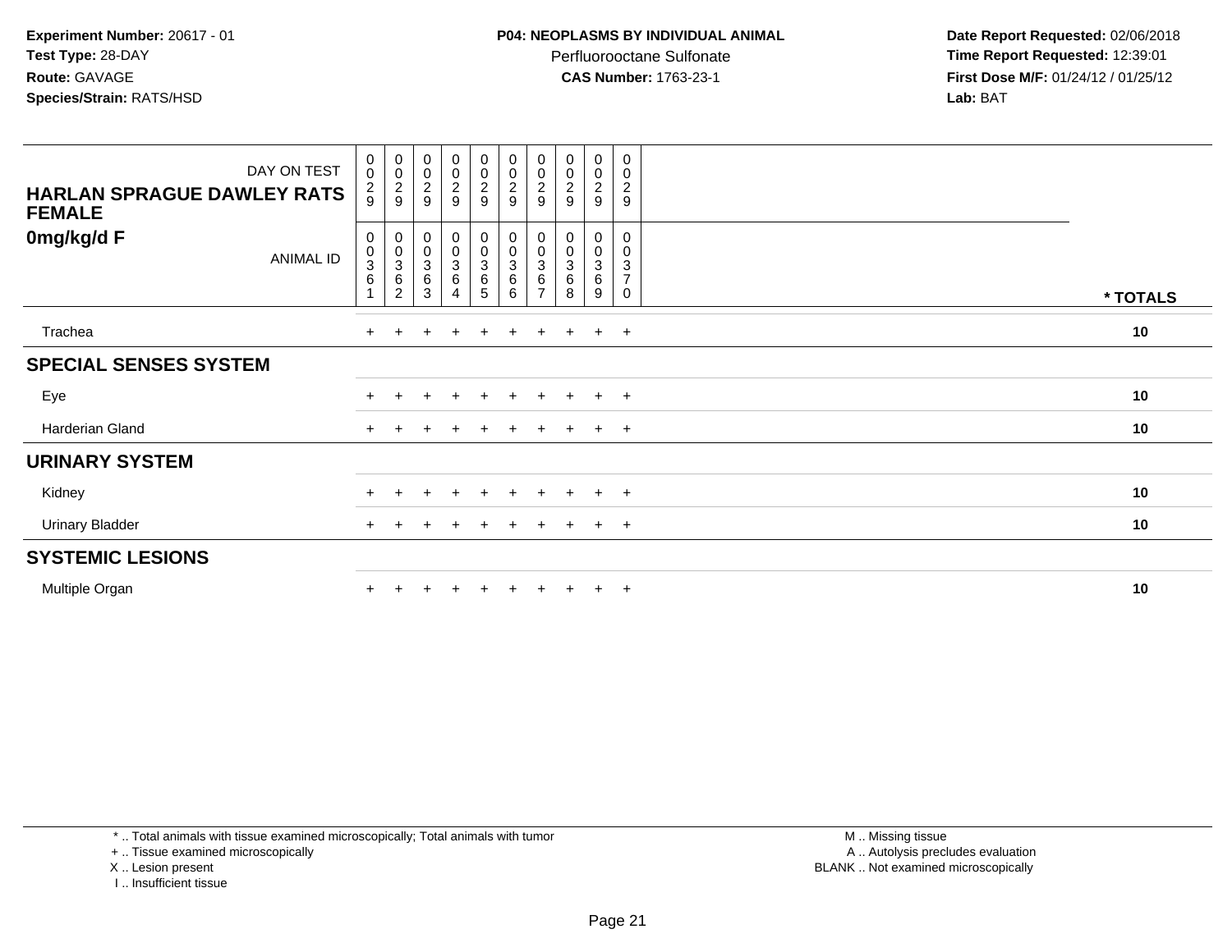**Experiment Number:** 20617 - 01
**Test Type:** 28-DAY
**Route:** GAVAGE
**Species/Strain:** RATS/HSD

**P04: NEOPLASMS BY INDIVIDUAL ANIMAL**
Perfluorooctane Sulfonate
**CAS Number:** 1763-23-1

**Date Report Requested:** 02/06/2018
**Time Report Requested:** 12:39:01
**First Dose M/F:** 01/24/12 / 01/25/12
**Lab:** BAT

| DAY ON TEST | 0029 | 0029 | 0029 | 0029 | 0029 | 0029 | 0029 | 0029 | 0029 | 0029 | |
|---|---|---|---|---|---|---|---|---|---|---|---|
| **HARLAN SPRAGUE DAWLEY RATS FEMALE** | | | | | | | | | | | |
| **0mg/kg/d F** ANIMAL ID | 00361 | 00362 | 00363 | 00364 | 00365 | 00366 | 00367 | 00368 | 00369 | 00370 | **\* TOTALS** |
| Trachea | + | + | + | + | + | + | + | + | + | + | **10** |
| **SPECIAL SENSES SYSTEM** | | | | | | | | | | | |
| Eye | + | + | + | + | + | + | + | + | + | + | **10** |
| Harderian Gland | + | + | + | + | + | + | + | + | + | + | **10** |
| **URINARY SYSTEM** | | | | | | | | | | | |
| Kidney | + | + | + | + | + | + | + | + | + | + | **10** |
| Urinary Bladder | + | + | + | + | + | + | + | + | + | + | **10** |
| **SYSTEMIC LESIONS** | | | | | | | | | | | |
| Multiple Organ | + | + | + | + | + | + | + | + | + | + | **10** |

\* .. Total animals with tissue examined microscopically; Total animals with tumor
\+ .. Tissue examined microscopically
X .. Lesion present
I .. Insufficient tissue

M .. Missing tissue
A .. Autolysis precludes evaluation
BLANK .. Not examined microscopically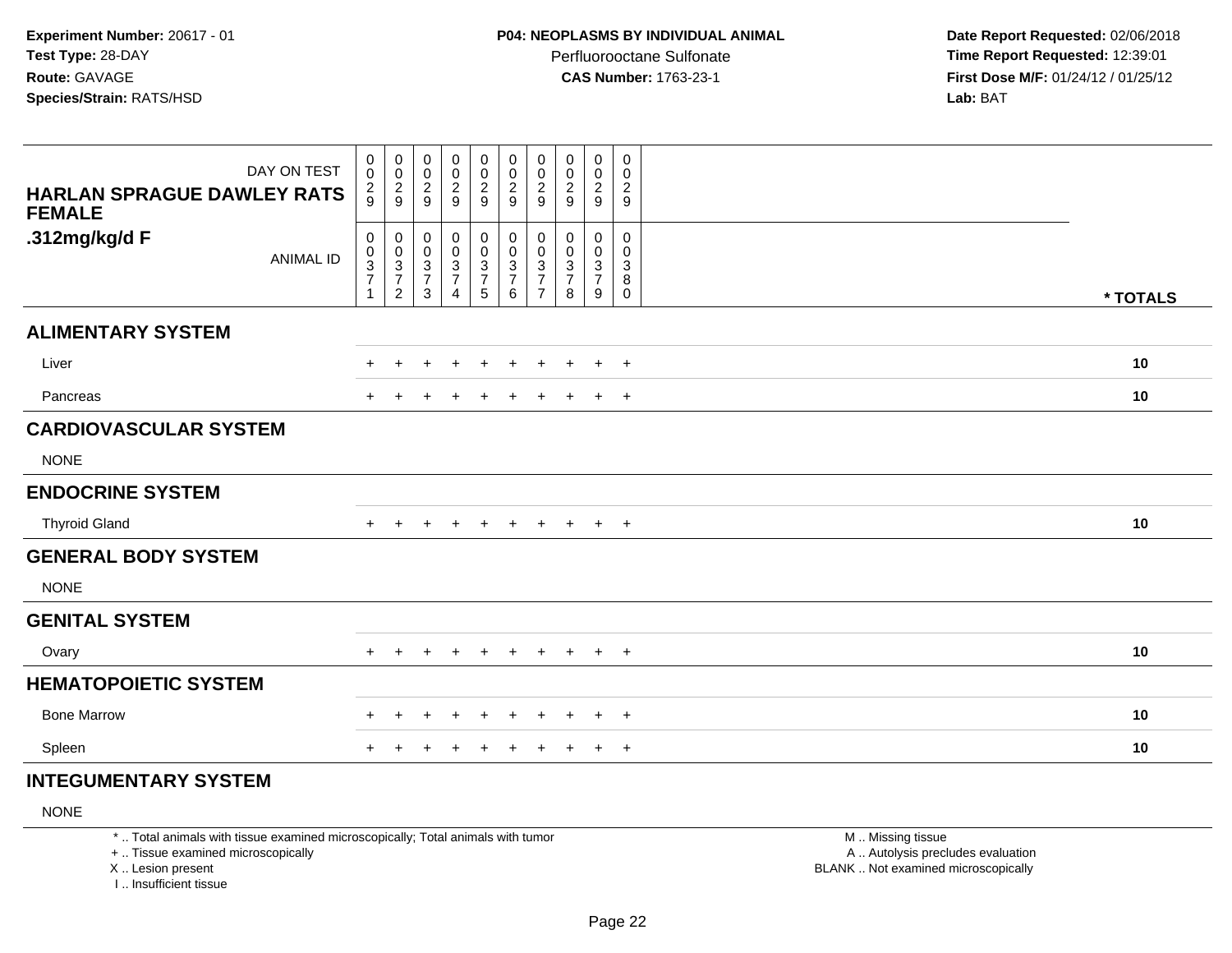**Experiment Number:** 20617 - 01
**Test Type:** 28-DAY
**Route:** GAVAGE
**Species/Strain:** RATS/HSD

**P04: NEOPLASMS BY INDIVIDUAL ANIMAL**
Perfluorooctane Sulfonate
**CAS Number:** 1763-23-1

**Date Report Requested:** 02/06/2018
**Time Report Requested:** 12:39:01
**First Dose M/F:** 01/24/12 / 01/25/12
**Lab:** BAT

| HARLAN SPRAGUE DAWLEY RATS FEMALE .312mg/kg/d F | | | | | | | | | | | |
|---|---|---|---|---|---|---|---|---|---|---|---|
| DAY ON TEST | 0029 | 0029 | 0029 | 0029 | 0029 | 0029 | 0029 | 0029 | 0029 | 0029 | |
| ANIMAL ID | 00371 | 00372 | 00373 | 00374 | 00375 | 00376 | 00377 | 00378 | 00379 | 00380 | * TOTALS |
| **ALIMENTARY SYSTEM** | | | | | | | | | | | |
| Liver | + | + | + | + | + | + | + | + | + | + | 10 |
| Pancreas | + | + | + | + | + | + | + | + | + | + | 10 |
| **CARDIOVASCULAR SYSTEM** | | | | | | | | | | | |
| NONE | | | | | | | | | | | |
| **ENDOCRINE SYSTEM** | | | | | | | | | | | |
| Thyroid Gland | + | + | + | + | + | + | + | + | + | + | 10 |
| **GENERAL BODY SYSTEM** | | | | | | | | | | | |
| NONE | | | | | | | | | | | |
| **GENITAL SYSTEM** | | | | | | | | | | | |
| Ovary | + | + | + | + | + | + | + | + | + | + | 10 |
| **HEMATOPOIETIC SYSTEM** | | | | | | | | | | | |
| Bone Marrow | + | + | + | + | + | + | + | + | + | + | 10 |
| Spleen | + | + | + | + | + | + | + | + | + | + | 10 |
| **INTEGUMENTARY SYSTEM** | | | | | | | | | | | |
| NONE | | | | | | | | | | | |

* .. Total animals with tissue examined microscopically; Total animals with tumor
+ .. Tissue examined microscopically
X .. Lesion present
I .. Insufficient tissue

M .. Missing tissue
A .. Autolysis precludes evaluation
BLANK .. Not examined microscopically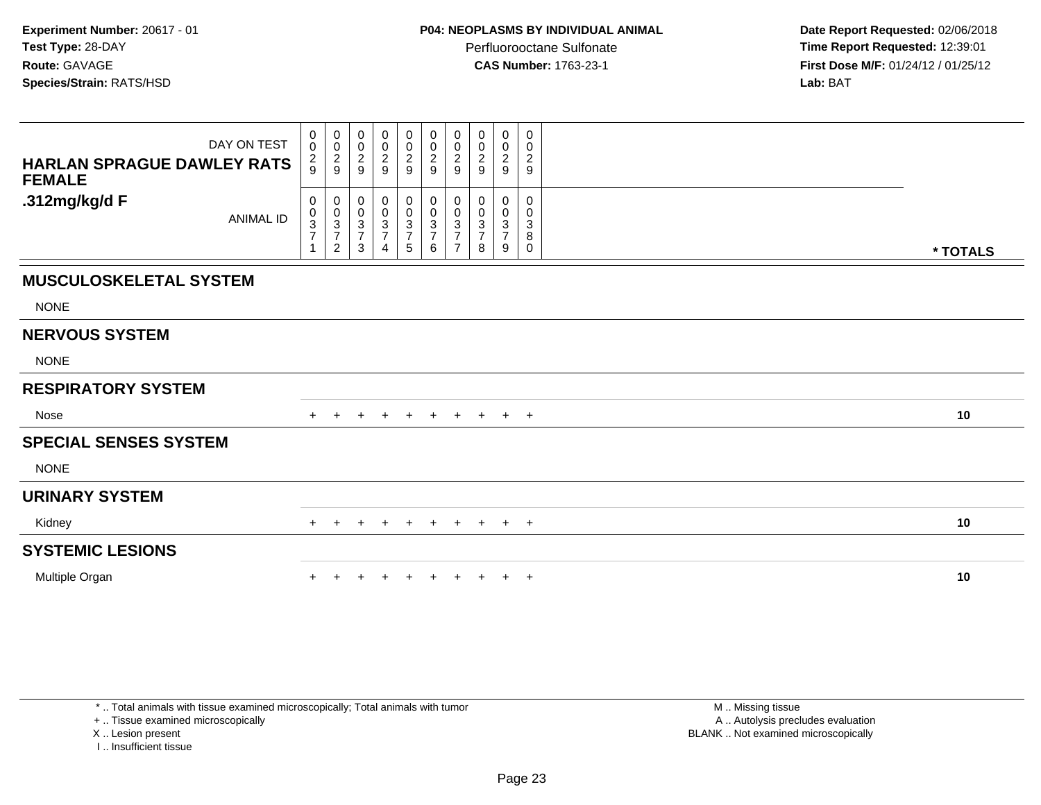**Experiment Number:** 20617 - 01
**Test Type:** 28-DAY
**Route:** GAVAGE
**Species/Strain:** RATS/HSD

**P04: NEOPLASMS BY INDIVIDUAL ANIMAL**
Perfluorooctane Sulfonate
**CAS Number:** 1763-23-1

**Date Report Requested:** 02/06/2018
**Time Report Requested:** 12:39:01
**First Dose M/F:** 01/24/12 / 01/25/12
**Lab:** BAT

| HARLAN SPRAGUE DAWLEY RATS FEMALE .312mg/kg/d F | | | | | | | | | | | |
|---|---|---|---|---|---|---|---|---|---|---|---|
| DAY ON TEST | 0029 | 0029 | 0029 | 0029 | 0029 | 0029 | 0029 | 0029 | 0029 | 0029 | |
| ANIMAL ID | 00371 | 00372 | 00373 | 00374 | 00375 | 00376 | 00377 | 00378 | 00379 | 00380 | * TOTALS |
| **MUSCULOSKELETAL SYSTEM** | | | | | | | | | | | |
| NONE | | | | | | | | | | | |
| **NERVOUS SYSTEM** | | | | | | | | | | | |
| NONE | | | | | | | | | | | |
| **RESPIRATORY SYSTEM** | | | | | | | | | | | |
| Nose | + | + | + | + | + | + | + | + | + | + | 10 |
| **SPECIAL SENSES SYSTEM** | | | | | | | | | | | |
| NONE | | | | | | | | | | | |
| **URINARY SYSTEM** | | | | | | | | | | | |
| Kidney | + | + | + | + | + | + | + | + | + | + | 10 |
| **SYSTEMIC LESIONS** | | | | | | | | | | | |
| Multiple Organ | + | + | + | + | + | + | + | + | + | + | 10 |

* .. Total animals with tissue examined microscopically; Total animals with tumor
+ .. Tissue examined microscopically
X .. Lesion present
I .. Insufficient tissue

M .. Missing tissue
A .. Autolysis precludes evaluation
BLANK .. Not examined microscopically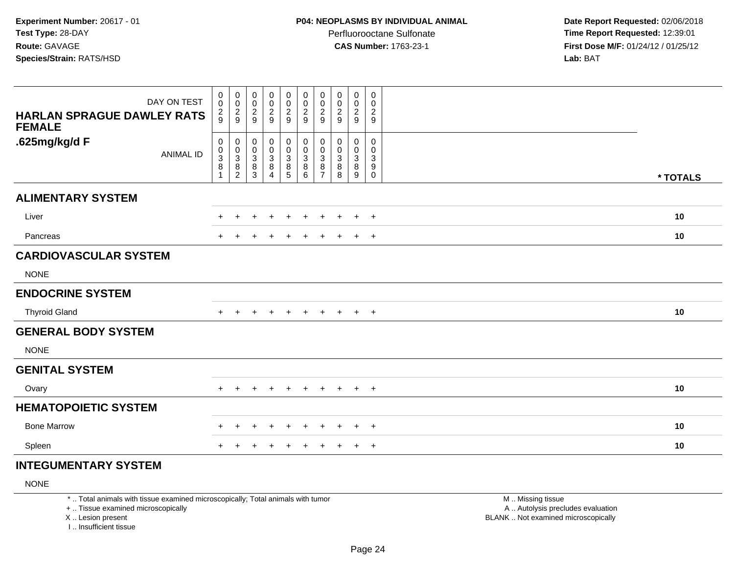**Experiment Number:** 20617 - 01
**Test Type:** 28-DAY
**Route:** GAVAGE
**Species/Strain:** RATS/HSD

**P04: NEOPLASMS BY INDIVIDUAL ANIMAL**
Perfluorooctane Sulfonate
**CAS Number:** 1763-23-1

**Date Report Requested:** 02/06/2018
**Time Report Requested:** 12:39:01
**First Dose M/F:** 01/24/12 / 01/25/12
**Lab:** BAT

| DAY ON TEST | 0029 | 0029 | 0029 | 0029 | 0029 | 0029 | 0029 | 0029 | 0029 | 0029 | |
|---|---|---|---|---|---|---|---|---|---|---|---|
| **HARLAN SPRAGUE DAWLEY RATS FEMALE .625mg/kg/d F** ANIMAL ID | 00381 | 00382 | 00383 | 00384 | 00385 | 00386 | 00387 | 00388 | 00389 | 00390 | *** TOTALS** |
| **ALIMENTARY SYSTEM** | | | | | | | | | | | |
| Liver | + | + | + | + | + | + | + | + | + | + | **10** |
| Pancreas | + | + | + | + | + | + | + | + | + | + | **10** |
| **CARDIOVASCULAR SYSTEM** | | | | | | | | | | | |
| NONE | | | | | | | | | | | |
| **ENDOCRINE SYSTEM** | | | | | | | | | | | |
| Thyroid Gland | + | + | + | + | + | + | + | + | + | + | **10** |
| **GENERAL BODY SYSTEM** | | | | | | | | | | | |
| NONE | | | | | | | | | | | |
| **GENITAL SYSTEM** | | | | | | | | | | | |
| Ovary | + | + | + | + | + | + | + | + | + | + | **10** |
| **HEMATOPOIETIC SYSTEM** | | | | | | | | | | | |
| Bone Marrow | + | + | + | + | + | + | + | + | + | + | **10** |
| Spleen | + | + | + | + | + | + | + | + | + | + | **10** |
| **INTEGUMENTARY SYSTEM** | | | | | | | | | | | |
| NONE | | | | | | | | | | | |

* .. Total animals with tissue examined microscopically; Total animals with tumor
+ .. Tissue examined microscopically
X .. Lesion present
I .. Insufficient tissue

M .. Missing tissue
A .. Autolysis precludes evaluation
BLANK .. Not examined microscopically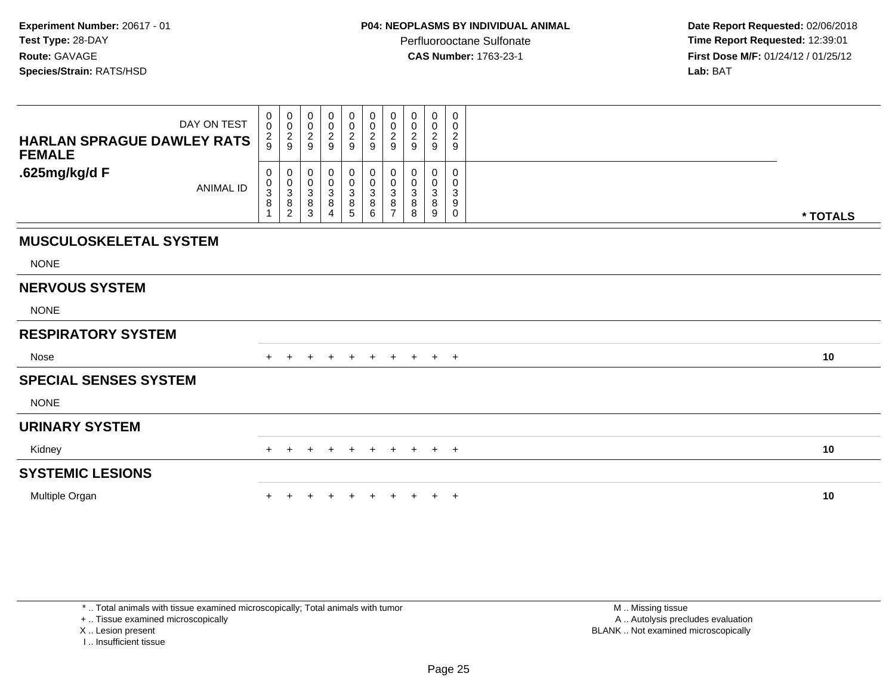**Experiment Number:** 20617 - 01
**Test Type:** 28-DAY
**Route:** GAVAGE
**Species/Strain:** RATS/HSD

**P04: NEOPLASMS BY INDIVIDUAL ANIMAL**
Perfluorooctane Sulfonate
**CAS Number:** 1763-23-1

**Date Report Requested:** 02/06/2018
**Time Report Requested:** 12:39:01
**First Dose M/F:** 01/24/12 / 01/25/12
**Lab:** BAT

| HARLAN SPRAGUE DAWLEY RATS FEMALE .625mg/kg/d F | | | | | | | | | | | |
|---|---|---|---|---|---|---|---|---|---|---|---|
| DAY ON TEST | 0029 | 0029 | 0029 | 0029 | 0029 | 0029 | 0029 | 0029 | 0029 | 0029 | |
| ANIMAL ID | 00381 | 00382 | 00383 | 00384 | 00385 | 00386 | 00387 | 00388 | 00389 | 00390 | * TOTALS |
| **MUSCULOSKELETAL SYSTEM** | | | | | | | | | | | |
| NONE | | | | | | | | | | | |
| **NERVOUS SYSTEM** | | | | | | | | | | | |
| NONE | | | | | | | | | | | |
| **RESPIRATORY SYSTEM** | | | | | | | | | | | |
| Nose | + | + | + | + | + | + | + | + | + | + | 10 |
| **SPECIAL SENSES SYSTEM** | | | | | | | | | | | |
| NONE | | | | | | | | | | | |
| **URINARY SYSTEM** | | | | | | | | | | | |
| Kidney | + | + | + | + | + | + | + | + | + | + | 10 |
| **SYSTEMIC LESIONS** | | | | | | | | | | | |
| Multiple Organ | + | + | + | + | + | + | + | + | + | + | 10 |

* .. Total animals with tissue examined microscopically; Total animals with tumor
+ .. Tissue examined microscopically
X .. Lesion present
I .. Insufficient tissue

M .. Missing tissue
A .. Autolysis precludes evaluation
BLANK .. Not examined microscopically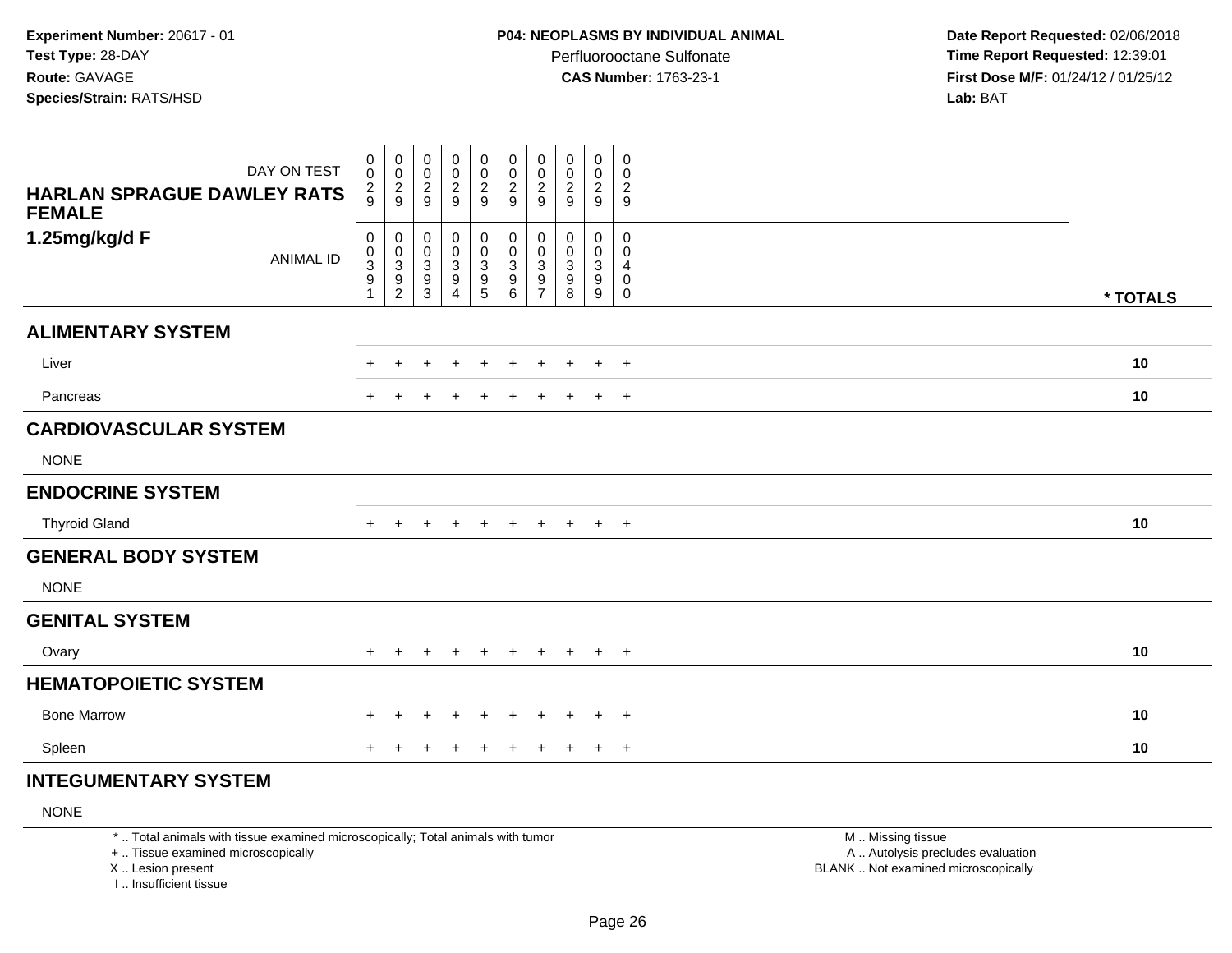**Experiment Number:** 20617 - 01
**Test Type:** 28-DAY
**Route:** GAVAGE
**Species/Strain:** RATS/HSD

**P04: NEOPLASMS BY INDIVIDUAL ANIMAL**
Perfluorooctane Sulfonate
**CAS Number:** 1763-23-1

**Date Report Requested:** 02/06/2018
**Time Report Requested:** 12:39:01
**First Dose M/F:** 01/24/12 / 01/25/12
**Lab:** BAT

| HARLAN SPRAGUE DAWLEY RATS FEMALE 1.25mg/kg/d F | | | | | | | | | | | |
|---|---|---|---|---|---|---|---|---|---|---|---|
| DAY ON TEST | 0029 | 0029 | 0029 | 0029 | 0029 | 0029 | 0029 | 0029 | 0029 | 0029 | |
| ANIMAL ID | 00391 | 00392 | 00393 | 00394 | 00395 | 00396 | 00397 | 00398 | 00399 | 00400 | * TOTALS |
| **ALIMENTARY SYSTEM** | | | | | | | | | | | |
| Liver | + | + | + | + | + | + | + | + | + | + | 10 |
| Pancreas | + | + | + | + | + | + | + | + | + | + | 10 |
| **CARDIOVASCULAR SYSTEM** | | | | | | | | | | | |
| NONE | | | | | | | | | | | |
| **ENDOCRINE SYSTEM** | | | | | | | | | | | |
| Thyroid Gland | + | + | + | + | + | + | + | + | + | + | 10 |
| **GENERAL BODY SYSTEM** | | | | | | | | | | | |
| NONE | | | | | | | | | | | |
| **GENITAL SYSTEM** | | | | | | | | | | | |
| Ovary | + | + | + | + | + | + | + | + | + | + | 10 |
| **HEMATOPOIETIC SYSTEM** | | | | | | | | | | | |
| Bone Marrow | + | + | + | + | + | + | + | + | + | + | 10 |
| Spleen | + | + | + | + | + | + | + | + | + | + | 10 |
| **INTEGUMENTARY SYSTEM** | | | | | | | | | | | |
| NONE | | | | | | | | | | | |

\* .. Total animals with tissue examined microscopically; Total animals with tumor
\+ .. Tissue examined microscopically
X .. Lesion present
I .. Insufficient tissue

M .. Missing tissue
A .. Autolysis precludes evaluation
BLANK .. Not examined microscopically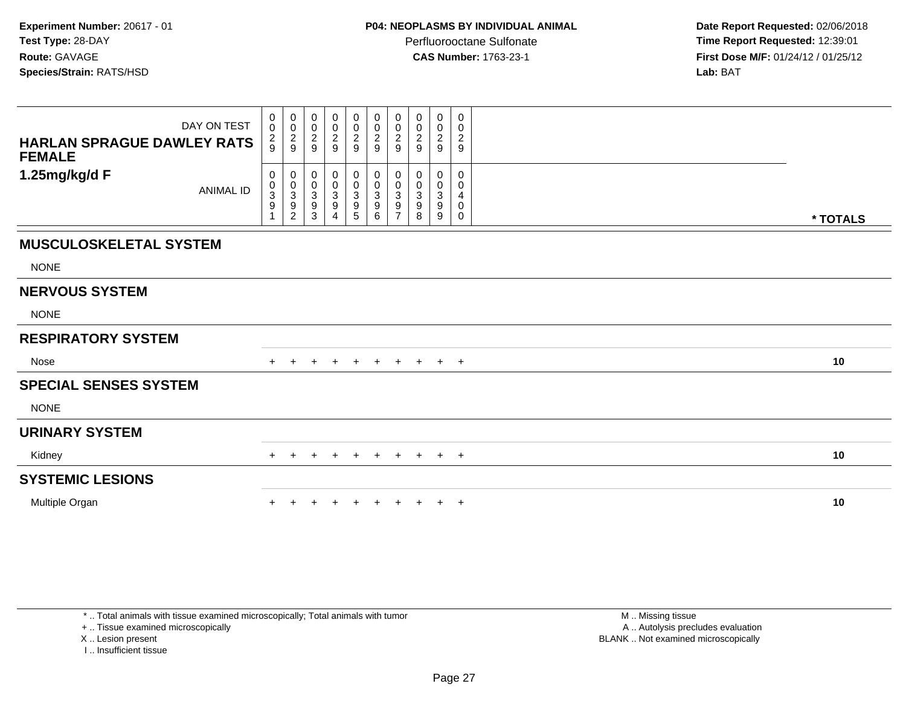**Experiment Number:** 20617 - 01
**Test Type:** 28-DAY
**Route:** GAVAGE
**Species/Strain:** RATS/HSD

**P04: NEOPLASMS BY INDIVIDUAL ANIMAL**
Perfluorooctane Sulfonate
**CAS Number:** 1763-23-1

**Date Report Requested:** 02/06/2018
**Time Report Requested:** 12:39:01
**First Dose M/F:** 01/24/12 / 01/25/12
**Lab:** BAT

| HARLAN SPRAGUE DAWLEY RATS FEMALE 1.25mg/kg/d F | | | | | | | | | | | |
|---|---|---|---|---|---|---|---|---|---|---|---|
| DAY ON TEST | 0029 | 0029 | 0029 | 0029 | 0029 | 0029 | 0029 | 0029 | 0029 | 0029 | |
| ANIMAL ID | 00391 | 00392 | 00393 | 00394 | 00395 | 00396 | 00397 | 00398 | 00399 | 00400 | * TOTALS |
| **MUSCULOSKELETAL SYSTEM** | | | | | | | | | | | |
| NONE | | | | | | | | | | | |
| **NERVOUS SYSTEM** | | | | | | | | | | | |
| NONE | | | | | | | | | | | |
| **RESPIRATORY SYSTEM** | | | | | | | | | | | |
| Nose | + | + | + | + | + | + | + | + | + | + | 10 |
| **SPECIAL SENSES SYSTEM** | | | | | | | | | | | |
| NONE | | | | | | | | | | | |
| **URINARY SYSTEM** | | | | | | | | | | | |
| Kidney | + | + | + | + | + | + | + | + | + | + | 10 |
| **SYSTEMIC LESIONS** | | | | | | | | | | | |
| Multiple Organ | + | + | + | + | + | + | + | + | + | + | 10 |

* .. Total animals with tissue examined microscopically; Total animals with tumor
+ .. Tissue examined microscopically
X .. Lesion present
I .. Insufficient tissue

M .. Missing tissue
A .. Autolysis precludes evaluation
BLANK .. Not examined microscopically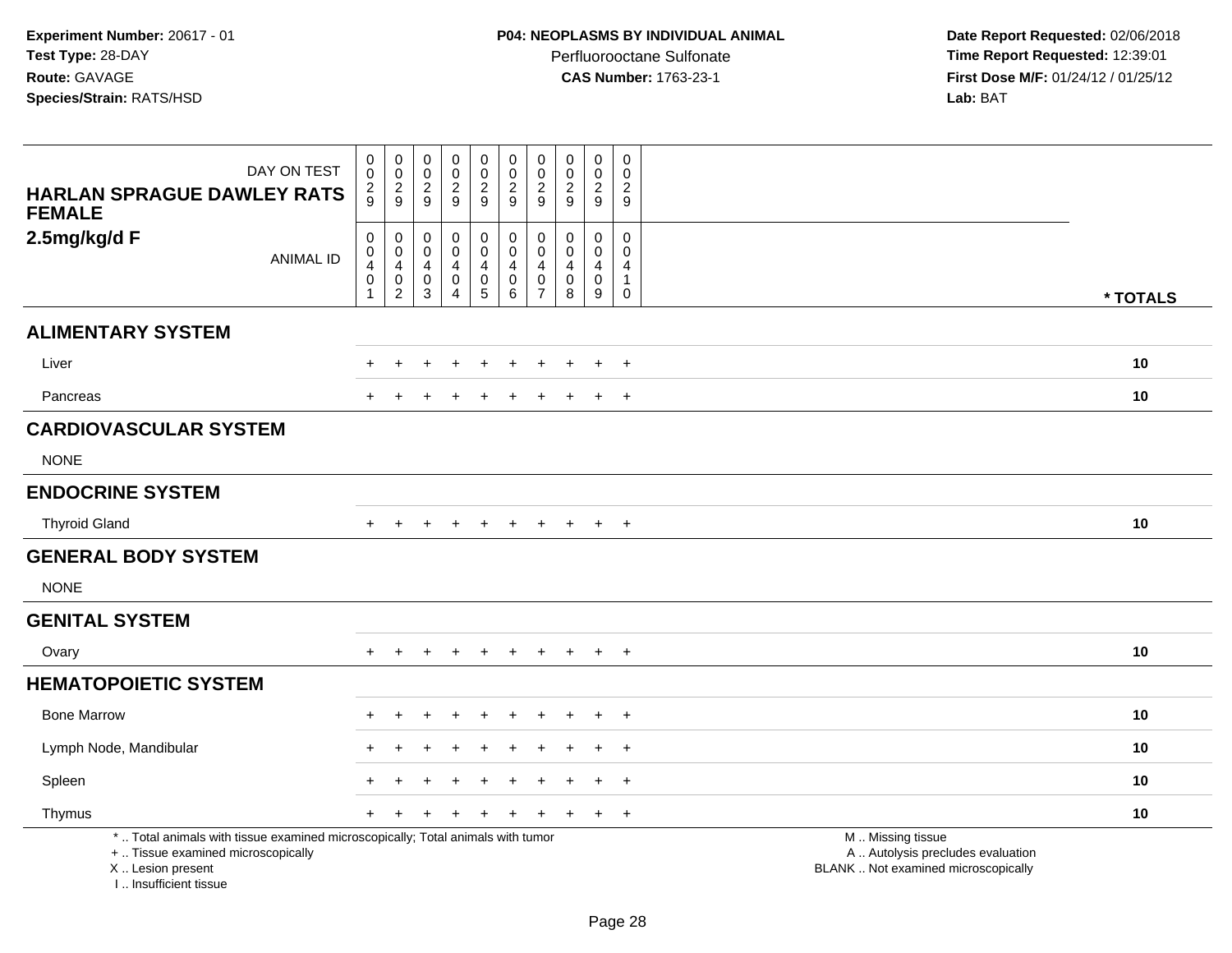**Experiment Number:** 20617 - 01
**Test Type:** 28-DAY
**Route:** GAVAGE
**Species/Strain:** RATS/HSD

**P04: NEOPLASMS BY INDIVIDUAL ANIMAL**
Perfluorooctane Sulfonate
**CAS Number:** 1763-23-1

**Date Report Requested:** 02/06/2018
**Time Report Requested:** 12:39:01
**First Dose M/F:** 01/24/12 / 01/25/12
**Lab:** BAT

| HARLAN SPRAGUE DAWLEY RATS FEMALE 2.5mg/kg/d F | | | | | | | | | | | |
|---|---|---|---|---|---|---|---|---|---|---|---|
| DAY ON TEST | 0029 | 0029 | 0029 | 0029 | 0029 | 0029 | 0029 | 0029 | 0029 | 0029 | |
| ANIMAL ID | 00401 | 00402 | 00403 | 00404 | 00405 | 00406 | 00407 | 00408 | 00409 | 00410 | * TOTALS |
| **ALIMENTARY SYSTEM** | | | | | | | | | | | |
| Liver | + | + | + | + | + | + | + | + | + | + | 10 |
| Pancreas | + | + | + | + | + | + | + | + | + | + | 10 |
| **CARDIOVASCULAR SYSTEM** | | | | | | | | | | | |
| NONE | | | | | | | | | | | |
| **ENDOCRINE SYSTEM** | | | | | | | | | | | |
| Thyroid Gland | + | + | + | + | + | + | + | + | + | + | 10 |
| **GENERAL BODY SYSTEM** | | | | | | | | | | | |
| NONE | | | | | | | | | | | |
| **GENITAL SYSTEM** | | | | | | | | | | | |
| Ovary | + | + | + | + | + | + | + | + | + | + | 10 |
| **HEMATOPOIETIC SYSTEM** | | | | | | | | | | | |
| Bone Marrow | + | + | + | + | + | + | + | + | + | + | 10 |
| Lymph Node, Mandibular | + | + | + | + | + | + | + | + | + | + | 10 |
| Spleen | + | + | + | + | + | + | + | + | + | + | 10 |
| Thymus | + | + | + | + | + | + | + | + | + | + | 10 |

* .. Total animals with tissue examined microscopically; Total animals with tumor
+ .. Tissue examined microscopically
X .. Lesion present
I .. Insufficient tissue

M .. Missing tissue
A .. Autolysis precludes evaluation
BLANK .. Not examined microscopically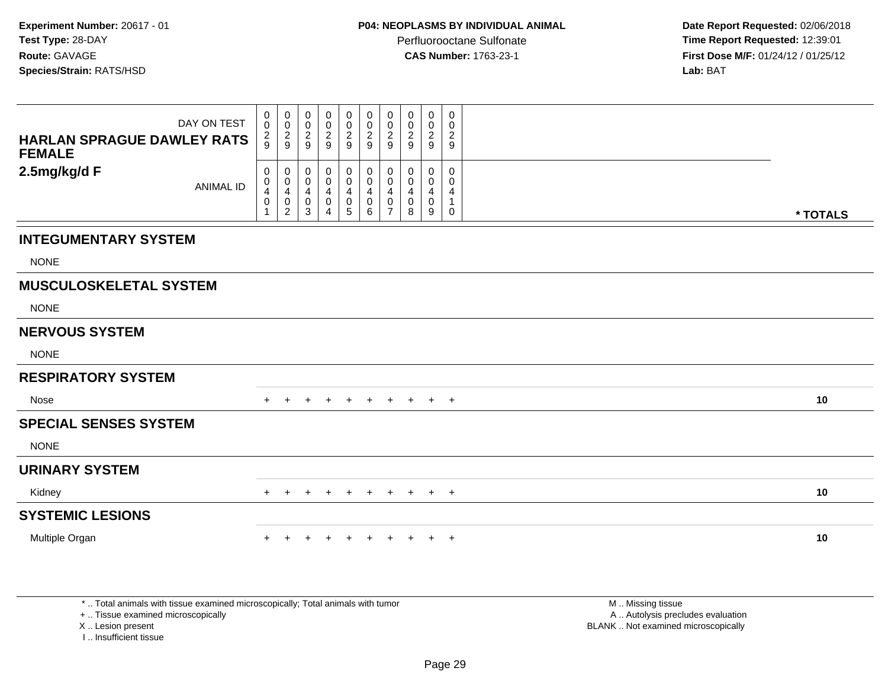**Experiment Number:** 20617 - 01
**Test Type:** 28-DAY
**Route:** GAVAGE
**Species/Strain:** RATS/HSD

**P04: NEOPLASMS BY INDIVIDUAL ANIMAL**
Perfluorooctane Sulfonate
**CAS Number:** 1763-23-1

**Date Report Requested:** 02/06/2018
**Time Report Requested:** 12:39:01
**First Dose M/F:** 01/24/12 / 01/25/12
**Lab:** BAT

| HARLAN SPRAGUE DAWLEY RATS FEMALE 2.5mg/kg/d F | | | | | | | | | | | |
|---|---|---|---|---|---|---|---|---|---|---|---|
| DAY ON TEST | 0029 | 0029 | 0029 | 0029 | 0029 | 0029 | 0029 | 0029 | 0029 | 0029 | |
| ANIMAL ID | 00401 | 00402 | 00403 | 00404 | 00405 | 00406 | 00407 | 00408 | 00409 | 00410 | * TOTALS |
| **INTEGUMENTARY SYSTEM** | | | | | | | | | | | |
| NONE | | | | | | | | | | | |
| **MUSCULOSKELETAL SYSTEM** | | | | | | | | | | | |
| NONE | | | | | | | | | | | |
| **NERVOUS SYSTEM** | | | | | | | | | | | |
| NONE | | | | | | | | | | | |
| **RESPIRATORY SYSTEM** | | | | | | | | | | | |
| Nose | + | + | + | + | + | + | + | + | + | + | **10** |
| **SPECIAL SENSES SYSTEM** | | | | | | | | | | | |
| NONE | | | | | | | | | | | |
| **URINARY SYSTEM** | | | | | | | | | | | |
| Kidney | + | + | + | + | + | + | + | + | + | + | **10** |
| **SYSTEMIC LESIONS** | | | | | | | | | | | |
| Multiple Organ | + | + | + | + | + | + | + | + | + | + | **10** |

* .. Total animals with tissue examined microscopically; Total animals with tumor
+ .. Tissue examined microscopically
X .. Lesion present
I .. Insufficient tissue

M .. Missing tissue
A .. Autolysis precludes evaluation
BLANK .. Not examined microscopically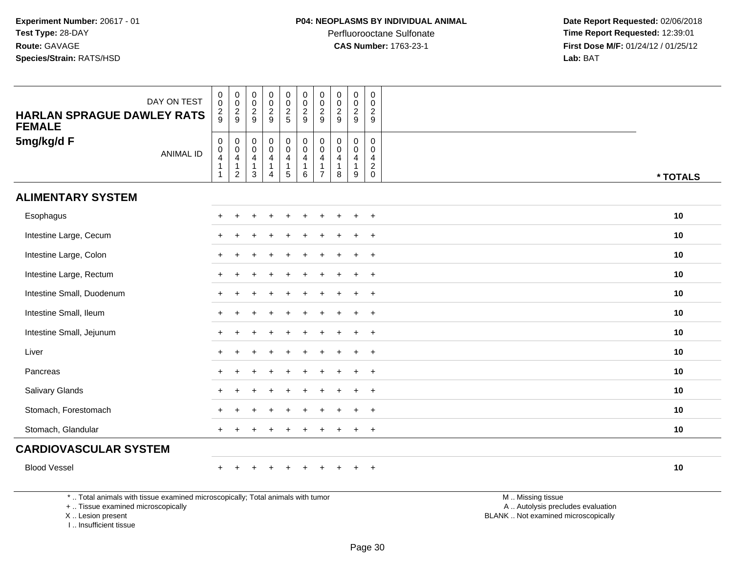**Experiment Number:** 20617 - 01
**Test Type:** 28-DAY
**Route:** GAVAGE
**Species/Strain:** RATS/HSD

**P04: NEOPLASMS BY INDIVIDUAL ANIMAL**
Perfluorooctane Sulfonate
**CAS Number:** 1763-23-1

**Date Report Requested:** 02/06/2018
**Time Report Requested:** 12:39:01
**First Dose M/F:** 01/24/12 / 01/25/12
**Lab:** BAT

| HARLAN SPRAGUE DAWLEY RATS FEMALE 5mg/kg/d F | | | | | | | | | | | |
|---|---|---|---|---|---|---|---|---|---|---|---|
| DAY ON TEST | 0029 | 0029 | 0029 | 0029 | 0025 | 0029 | 0029 | 0029 | 0029 | 0029 | |
| ANIMAL ID | 00411 | 00412 | 00413 | 00414 | 00415 | 00416 | 00417 | 00418 | 00419 | 00420 | * TOTALS |
| **ALIMENTARY SYSTEM** | | | | | | | | | | | |
| Esophagus | + | + | + | + | + | + | + | + | + | + | 10 |
| Intestine Large, Cecum | + | + | + | + | + | + | + | + | + | + | 10 |
| Intestine Large, Colon | + | + | + | + | + | + | + | + | + | + | 10 |
| Intestine Large, Rectum | + | + | + | + | + | + | + | + | + | + | 10 |
| Intestine Small, Duodenum | + | + | + | + | + | + | + | + | + | + | 10 |
| Intestine Small, Ileum | + | + | + | + | + | + | + | + | + | + | 10 |
| Intestine Small, Jejunum | + | + | + | + | + | + | + | + | + | + | 10 |
| Liver | + | + | + | + | + | + | + | + | + | + | 10 |
| Pancreas | + | + | + | + | + | + | + | + | + | + | 10 |
| Salivary Glands | + | + | + | + | + | + | + | + | + | + | 10 |
| Stomach, Forestomach | + | + | + | + | + | + | + | + | + | + | 10 |
| Stomach, Glandular | + | + | + | + | + | + | + | + | + | + | 10 |
| **CARDIOVASCULAR SYSTEM** | | | | | | | | | | | |
| Blood Vessel | + | + | + | + | + | + | + | + | + | + | 10 |

* .. Total animals with tissue examined microscopically; Total animals with tumor
+ .. Tissue examined microscopically
X .. Lesion present
I .. Insufficient tissue

M .. Missing tissue
A .. Autolysis precludes evaluation
BLANK .. Not examined microscopically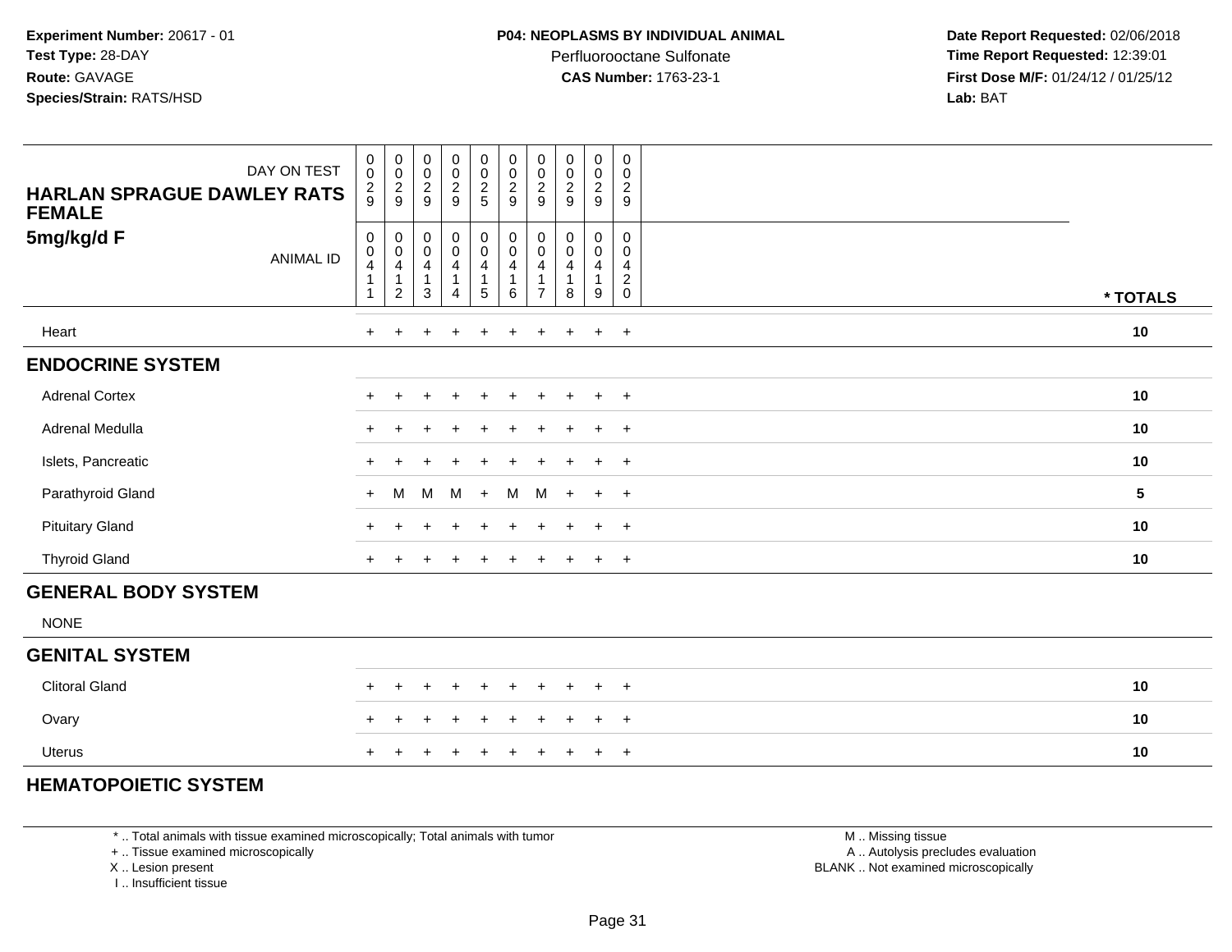**Experiment Number:** 20617 - 01
**Test Type:** 28-DAY
**Route:** GAVAGE
**Species/Strain:** RATS/HSD

**P04: NEOPLASMS BY INDIVIDUAL ANIMAL**
Perfluorooctane Sulfonate
**CAS Number:** 1763-23-1

**Date Report Requested:** 02/06/2018
**Time Report Requested:** 12:39:01
**First Dose M/F:** 01/24/12 / 01/25/12
**Lab:** BAT

| DAY ON TEST | 0029 | 0029 | 0029 | 0029 | 0025 | 0029 | 0029 | 0029 | 0029 | 0029 | |
|---|---|---|---|---|---|---|---|---|---|---|---|
| **HARLAN SPRAGUE DAWLEY RATS FEMALE 5mg/kg/d F** ANIMAL ID | 00411 | 00412 | 00413 | 00414 | 00415 | 00416 | 00417 | 00418 | 00419 | 00420 | *** TOTALS** |
| Heart | + | + | + | + | + | + | + | + | + | + | **10** |
| **ENDOCRINE SYSTEM** | | | | | | | | | | | |
| Adrenal Cortex | + | + | + | + | + | + | + | + | + | + | **10** |
| Adrenal Medulla | + | + | + | + | + | + | + | + | + | + | **10** |
| Islets, Pancreatic | + | + | + | + | + | + | + | + | + | + | **10** |
| Parathyroid Gland | + | M | M | M | + | M | M | + | + | + | **5** |
| Pituitary Gland | + | + | + | + | + | + | + | + | + | + | **10** |
| Thyroid Gland | + | + | + | + | + | + | + | + | + | + | **10** |
| **GENERAL BODY SYSTEM** | | | | | | | | | | | |
| NONE | | | | | | | | | | | |
| **GENITAL SYSTEM** | | | | | | | | | | | |
| Clitoral Gland | + | + | + | + | + | + | + | + | + | + | **10** |
| Ovary | + | + | + | + | + | + | + | + | + | + | **10** |
| Uterus | + | + | + | + | + | + | + | + | + | + | **10** |
| **HEMATOPOIETIC SYSTEM** | | | | | | | | | | | |

\* .. Total animals with tissue examined microscopically; Total animals with tumor
\+ .. Tissue examined microscopically
X .. Lesion present
I .. Insufficient tissue

M .. Missing tissue
A .. Autolysis precludes evaluation
BLANK .. Not examined microscopically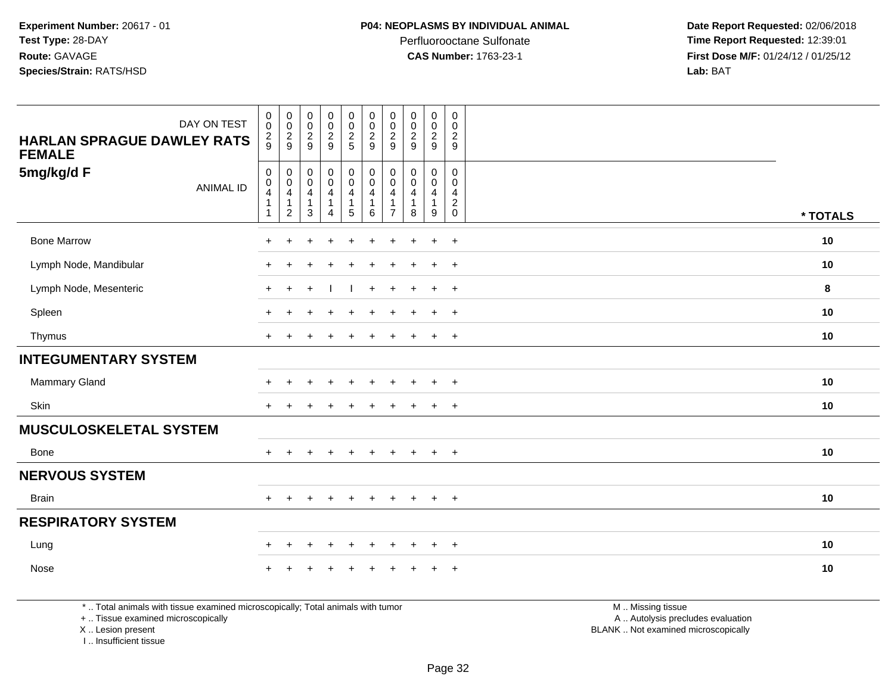**Experiment Number:** 20617 - 01
**Test Type:** 28-DAY
**Route:** GAVAGE
**Species/Strain:** RATS/HSD

**P04: NEOPLASMS BY INDIVIDUAL ANIMAL**
Perfluorooctane Sulfonate
**CAS Number:** 1763-23-1

**Date Report Requested:** 02/06/2018
**Time Report Requested:** 12:39:01
**First Dose M/F:** 01/24/12 / 01/25/12
**Lab:** BAT

| HARLAN SPRAGUE DAWLEY RATS FEMALE 5mg/kg/d F | | | | | | | | | | | |
|---|---|---|---|---|---|---|---|---|---|---|---|
| DAY ON TEST | 0029 | 0029 | 0029 | 0029 | 0025 | 0029 | 0029 | 0029 | 0029 | 0029 | |
| ANIMAL ID | 00411 | 00412 | 00413 | 00414 | 00415 | 00416 | 00417 | 00418 | 00419 | 00420 | * TOTALS |
| Bone Marrow | + | + | + | + | + | + | + | + | + | + | 10 |
| Lymph Node, Mandibular | + | + | + | + | + | + | + | + | + | + | 10 |
| Lymph Node, Mesenteric | + | + | + | I | I | + | + | + | + | + | 8 |
| Spleen | + | + | + | + | + | + | + | + | + | + | 10 |
| Thymus | + | + | + | + | + | + | + | + | + | + | 10 |
| **INTEGUMENTARY SYSTEM** | | | | | | | | | | | |
| Mammary Gland | + | + | + | + | + | + | + | + | + | + | 10 |
| Skin | + | + | + | + | + | + | + | + | + | + | 10 |
| **MUSCULOSKELETAL SYSTEM** | | | | | | | | | | | |
| Bone | + | + | + | + | + | + | + | + | + | + | 10 |
| **NERVOUS SYSTEM** | | | | | | | | | | | |
| Brain | + | + | + | + | + | + | + | + | + | + | 10 |
| **RESPIRATORY SYSTEM** | | | | | | | | | | | |
| Lung | + | + | + | + | + | + | + | + | + | + | 10 |
| Nose | + | + | + | + | + | + | + | + | + | + | 10 |

* .. Total animals with tissue examined microscopically; Total animals with tumor
+ .. Tissue examined microscopically
X .. Lesion present
I .. Insufficient tissue

M .. Missing tissue
A .. Autolysis precludes evaluation
BLANK .. Not examined microscopically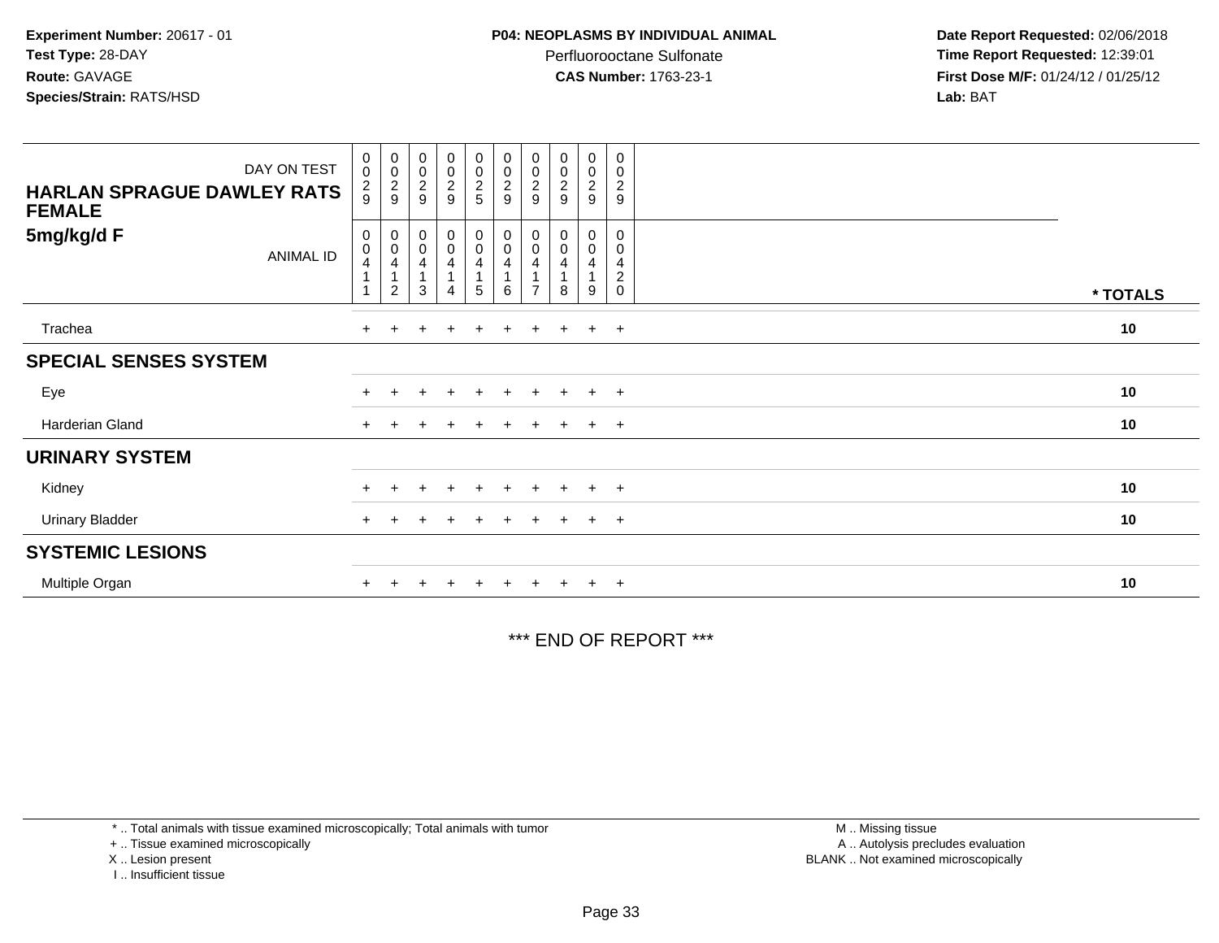**Experiment Number:** 20617 - 01
**Test Type:** 28-DAY
**Route:** GAVAGE
**Species/Strain:** RATS/HSD

**P04: NEOPLASMS BY INDIVIDUAL ANIMAL**
Perfluorooctane Sulfonate
**CAS Number:** 1763-23-1

**Date Report Requested:** 02/06/2018
**Time Report Requested:** 12:39:01
**First Dose M/F:** 01/24/12 / 01/25/12
**Lab:** BAT

| HARLAN SPRAGUE DAWLEY RATS FEMALE 5mg/kg/d F | | | | | | | | | | | |
|---|---|---|---|---|---|---|---|---|---|---|---|
| DAY ON TEST | 0029 | 0029 | 0029 | 0029 | 0025 | 0029 | 0029 | 0029 | 0029 | 0029 | |
| ANIMAL ID | 00411 | 00412 | 00413 | 00414 | 00415 | 00416 | 00417 | 00418 | 00419 | 00420 | * TOTALS |
| Trachea | + | + | + | + | + | + | + | + | + | + | 10 |
| **SPECIAL SENSES SYSTEM** | | | | | | | | | | | |
| Eye | + | + | + | + | + | + | + | + | + | + | 10 |
| Harderian Gland | + | + | + | + | + | + | + | + | + | + | 10 |
| **URINARY SYSTEM** | | | | | | | | | | | |
| Kidney | + | + | + | + | + | + | + | + | + | + | 10 |
| Urinary Bladder | + | + | + | + | + | + | + | + | + | + | 10 |
| **SYSTEMIC LESIONS** | | | | | | | | | | | |
| Multiple Organ | + | + | + | + | + | + | + | + | + | + | 10 |

*** END OF REPORT ***

\* .. Total animals with tissue examined microscopically; Total animals with tumor
\+ .. Tissue examined microscopically
X .. Lesion present
I .. Insufficient tissue

M .. Missing tissue
A .. Autolysis precludes evaluation
BLANK .. Not examined microscopically